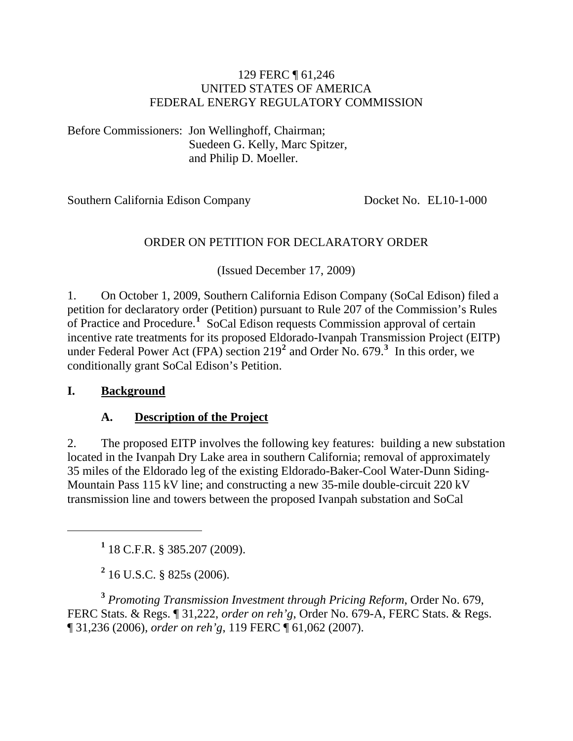129 FERC ¶ 61,246
UNITED STATES OF AMERICA
FEDERAL ENERGY REGULATORY COMMISSION

Before Commissioners: Jon Wellinghoff, Chairman;
Suedeen G. Kelly, Marc Spitzer,
and Philip D. Moeller.

Southern California Edison Company Docket No. EL10-1-000

ORDER ON PETITION FOR DECLARATORY ORDER

(Issued December 17, 2009)

1. On October 1, 2009, Southern California Edison Company (SoCal Edison) filed a petition for declaratory order (Petition) pursuant to Rule 207 of the Commission's Rules of Practice and Procedure.[1] SoCal Edison requests Commission approval of certain incentive rate treatments for its proposed Eldorado-Ivanpah Transmission Project (EITP) under Federal Power Act (FPA) section 219[2] and Order No. 679.[3] In this order, we conditionally grant SoCal Edison's Petition.

## I. Background

### A. Description of the Project

2. The proposed EITP involves the following key features: building a new substation located in the Ivanpah Dry Lake area in southern California; removal of approximately 35 miles of the Eldorado leg of the existing Eldorado-Baker-Cool Water-Dunn Siding-Mountain Pass 115 kV line; and constructing a new 35-mile double-circuit 220 kV transmission line and towers between the proposed Ivanpah substation and SoCal

---

[1] 18 C.F.R. § 385.207 (2009).

[2] 16 U.S.C. § 825s (2006).

[3] *Promoting Transmission Investment through Pricing Reform*, Order No. 679, FERC Stats. & Regs. ¶ 31,222, *order on reh'g*, Order No. 679-A, FERC Stats. & Regs. ¶ 31,236 (2006), *order on reh'g*, 119 FERC ¶ 61,062 (2007).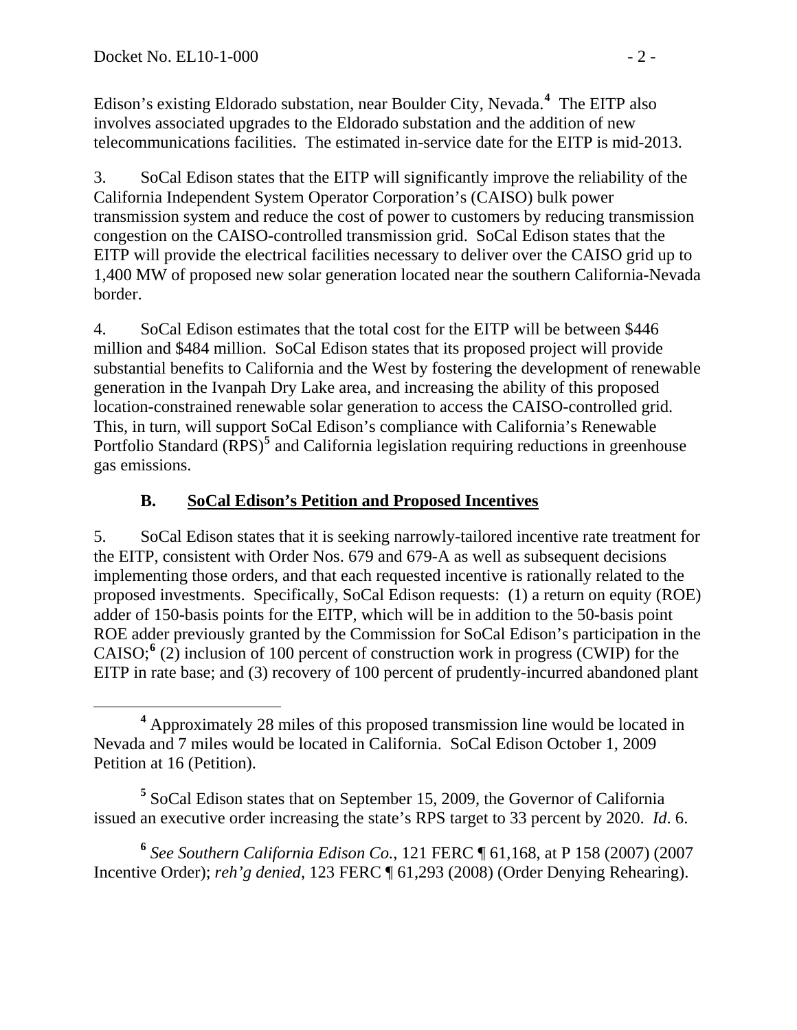Edison's existing Eldorado substation, near Boulder City, Nevada.[4] The EITP also involves associated upgrades to the Eldorado substation and the addition of new telecommunications facilities. The estimated in-service date for the EITP is mid-2013.

3. SoCal Edison states that the EITP will significantly improve the reliability of the California Independent System Operator Corporation's (CAISO) bulk power transmission system and reduce the cost of power to customers by reducing transmission congestion on the CAISO-controlled transmission grid. SoCal Edison states that the EITP will provide the electrical facilities necessary to deliver over the CAISO grid up to 1,400 MW of proposed new solar generation located near the southern California-Nevada border.

4. SoCal Edison estimates that the total cost for the EITP will be between $446 million and $484 million. SoCal Edison states that its proposed project will provide substantial benefits to California and the West by fostering the development of renewable generation in the Ivanpah Dry Lake area, and increasing the ability of this proposed location-constrained renewable solar generation to access the CAISO-controlled grid. This, in turn, will support SoCal Edison's compliance with California's Renewable Portfolio Standard (RPS)[5] and California legislation requiring reductions in greenhouse gas emissions.

### B. SoCal Edison's Petition and Proposed Incentives

5. SoCal Edison states that it is seeking narrowly-tailored incentive rate treatment for the EITP, consistent with Order Nos. 679 and 679-A as well as subsequent decisions implementing those orders, and that each requested incentive is rationally related to the proposed investments. Specifically, SoCal Edison requests: (1) a return on equity (ROE) adder of 150-basis points for the EITP, which will be in addition to the 50-basis point ROE adder previously granted by the Commission for SoCal Edison's participation in the CAISO;[6] (2) inclusion of 100 percent of construction work in progress (CWIP) for the EITP in rate base; and (3) recovery of 100 percent of prudently-incurred abandoned plant

---

[4] Approximately 28 miles of this proposed transmission line would be located in Nevada and 7 miles would be located in California. SoCal Edison October 1, 2009 Petition at 16 (Petition).

[5] SoCal Edison states that on September 15, 2009, the Governor of California issued an executive order increasing the state's RPS target to 33 percent by 2020. *Id*. 6.

[6] *See Southern California Edison Co.*, 121 FERC ¶ 61,168, at P 158 (2007) (2007 Incentive Order); *reh'g denied*, 123 FERC ¶ 61,293 (2008) (Order Denying Rehearing).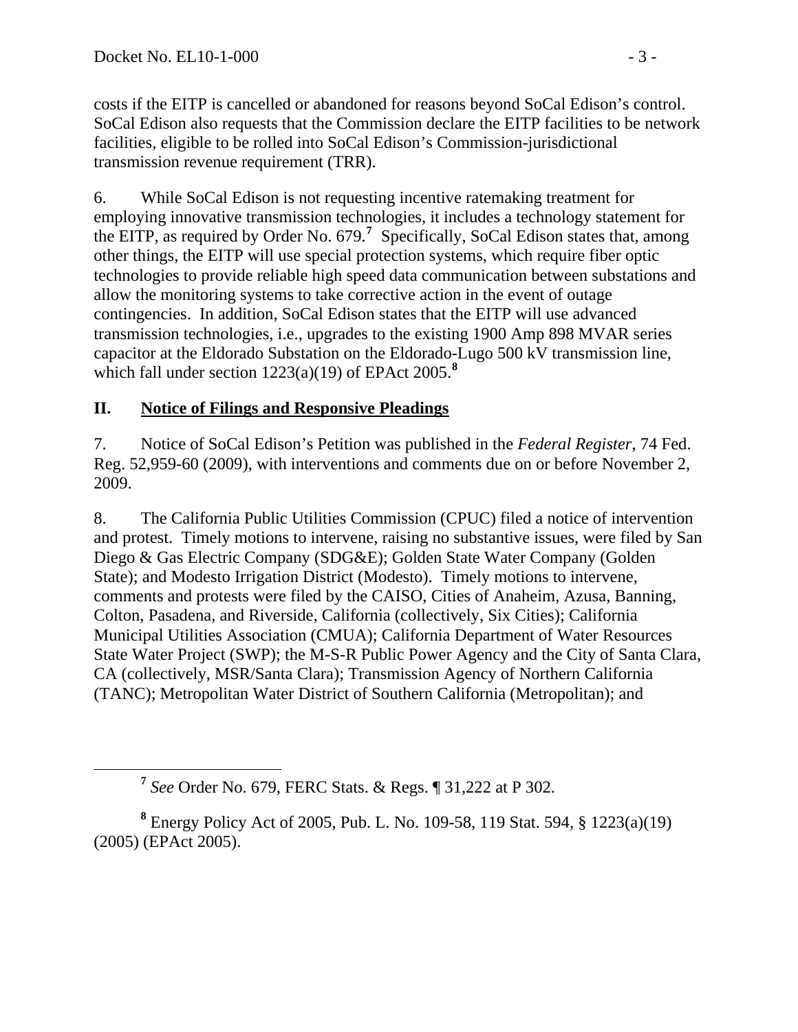costs if the EITP is cancelled or abandoned for reasons beyond SoCal Edison's control. SoCal Edison also requests that the Commission declare the EITP facilities to be network facilities, eligible to be rolled into SoCal Edison's Commission-jurisdictional transmission revenue requirement (TRR).

6. While SoCal Edison is not requesting incentive ratemaking treatment for employing innovative transmission technologies, it includes a technology statement for the EITP, as required by Order No. 679.[7] Specifically, SoCal Edison states that, among other things, the EITP will use special protection systems, which require fiber optic technologies to provide reliable high speed data communication between substations and allow the monitoring systems to take corrective action in the event of outage contingencies. In addition, SoCal Edison states that the EITP will use advanced transmission technologies, i.e., upgrades to the existing 1900 Amp 898 MVAR series capacitor at the Eldorado Substation on the Eldorado-Lugo 500 kV transmission line, which fall under section 1223(a)(19) of EPAct 2005.[8]

## II. Notice of Filings and Responsive Pleadings

7. Notice of SoCal Edison's Petition was published in the *Federal Register*, 74 Fed. Reg. 52,959-60 (2009), with interventions and comments due on or before November 2, 2009.

8. The California Public Utilities Commission (CPUC) filed a notice of intervention and protest. Timely motions to intervene, raising no substantive issues, were filed by San Diego & Gas Electric Company (SDG&E); Golden State Water Company (Golden State); and Modesto Irrigation District (Modesto). Timely motions to intervene, comments and protests were filed by the CAISO, Cities of Anaheim, Azusa, Banning, Colton, Pasadena, and Riverside, California (collectively, Six Cities); California Municipal Utilities Association (CMUA); California Department of Water Resources State Water Project (SWP); the M-S-R Public Power Agency and the City of Santa Clara, CA (collectively, MSR/Santa Clara); Transmission Agency of Northern California (TANC); Metropolitan Water District of Southern California (Metropolitan); and

---

[7] *See* Order No. 679, FERC Stats. & Regs. ¶ 31,222 at P 302.

[8] Energy Policy Act of 2005, Pub. L. No. 109-58, 119 Stat. 594, § 1223(a)(19) (2005) (EPAct 2005).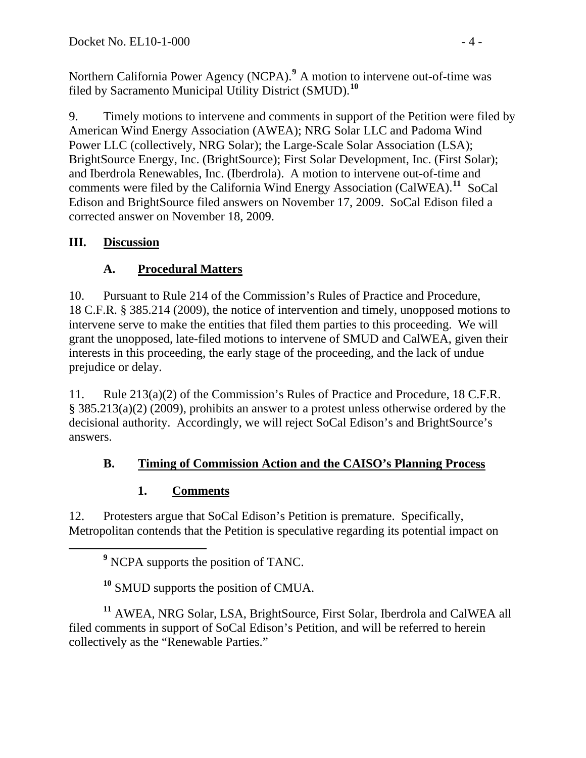Northern California Power Agency (NCPA).[9] A motion to intervene out-of-time was filed by Sacramento Municipal Utility District (SMUD).[10]

9. Timely motions to intervene and comments in support of the Petition were filed by American Wind Energy Association (AWEA); NRG Solar LLC and Padoma Wind Power LLC (collectively, NRG Solar); the Large-Scale Solar Association (LSA); BrightSource Energy, Inc. (BrightSource); First Solar Development, Inc. (First Solar); and Iberdrola Renewables, Inc. (Iberdrola). A motion to intervene out-of-time and comments were filed by the California Wind Energy Association (CalWEA).[11] SoCal Edison and BrightSource filed answers on November 17, 2009. SoCal Edison filed a corrected answer on November 18, 2009.

## III. Discussion

### A. Procedural Matters

10. Pursuant to Rule 214 of the Commission's Rules of Practice and Procedure, 18 C.F.R. § 385.214 (2009), the notice of intervention and timely, unopposed motions to intervene serve to make the entities that filed them parties to this proceeding. We will grant the unopposed, late-filed motions to intervene of SMUD and CalWEA, given their interests in this proceeding, the early stage of the proceeding, and the lack of undue prejudice or delay.

11. Rule 213(a)(2) of the Commission's Rules of Practice and Procedure, 18 C.F.R. § 385.213(a)(2) (2009), prohibits an answer to a protest unless otherwise ordered by the decisional authority. Accordingly, we will reject SoCal Edison's and BrightSource's answers.

### B. Timing of Commission Action and the CAISO's Planning Process

#### 1. Comments

12. Protesters argue that SoCal Edison's Petition is premature. Specifically, Metropolitan contends that the Petition is speculative regarding its potential impact on

---

[9] NCPA supports the position of TANC.

[10] SMUD supports the position of CMUA.

[11] AWEA, NRG Solar, LSA, BrightSource, First Solar, Iberdrola and CalWEA all filed comments in support of SoCal Edison's Petition, and will be referred to herein collectively as the "Renewable Parties."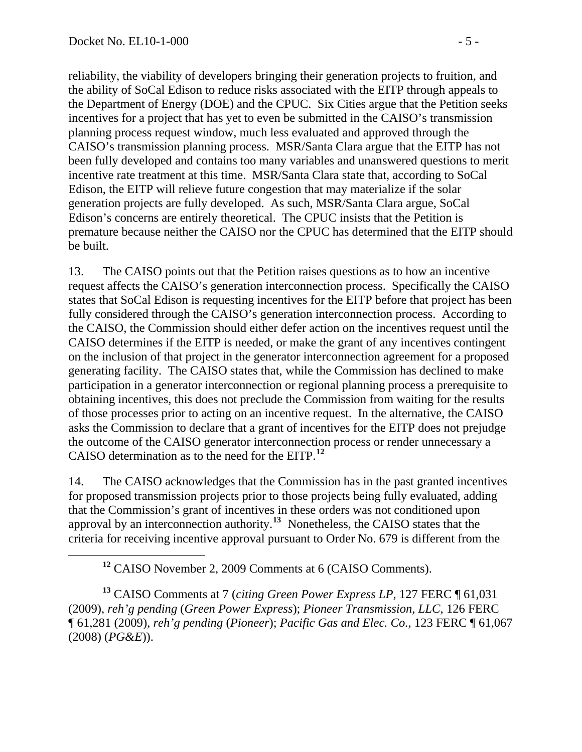reliability, the viability of developers bringing their generation projects to fruition, and the ability of SoCal Edison to reduce risks associated with the EITP through appeals to the Department of Energy (DOE) and the CPUC. Six Cities argue that the Petition seeks incentives for a project that has yet to even be submitted in the CAISO's transmission planning process request window, much less evaluated and approved through the CAISO's transmission planning process. MSR/Santa Clara argue that the EITP has not been fully developed and contains too many variables and unanswered questions to merit incentive rate treatment at this time. MSR/Santa Clara state that, according to SoCal Edison, the EITP will relieve future congestion that may materialize if the solar generation projects are fully developed. As such, MSR/Santa Clara argue, SoCal Edison's concerns are entirely theoretical. The CPUC insists that the Petition is premature because neither the CAISO nor the CPUC has determined that the EITP should be built.

13. The CAISO points out that the Petition raises questions as to how an incentive request affects the CAISO's generation interconnection process. Specifically the CAISO states that SoCal Edison is requesting incentives for the EITP before that project has been fully considered through the CAISO's generation interconnection process. According to the CAISO, the Commission should either defer action on the incentives request until the CAISO determines if the EITP is needed, or make the grant of any incentives contingent on the inclusion of that project in the generator interconnection agreement for a proposed generating facility. The CAISO states that, while the Commission has declined to make participation in a generator interconnection or regional planning process a prerequisite to obtaining incentives, this does not preclude the Commission from waiting for the results of those processes prior to acting on an incentive request. In the alternative, the CAISO asks the Commission to declare that a grant of incentives for the EITP does not prejudge the outcome of the CAISO generator interconnection process or render unnecessary a CAISO determination as to the need for the EITP.[12]

14. The CAISO acknowledges that the Commission has in the past granted incentives for proposed transmission projects prior to those projects being fully evaluated, adding that the Commission's grant of incentives in these orders was not conditioned upon approval by an interconnection authority.[13] Nonetheless, the CAISO states that the criteria for receiving incentive approval pursuant to Order No. 679 is different from the

[12] CAISO November 2, 2009 Comments at 6 (CAISO Comments).

[13] CAISO Comments at 7 (*citing Green Power Express LP*, 127 FERC ¶ 61,031 (2009), *reh'g pending* (*Green Power Express*); *Pioneer Transmission, LLC*, 126 FERC ¶ 61,281 (2009), *reh'g pending* (*Pioneer*); *Pacific Gas and Elec. Co.*, 123 FERC ¶ 61,067 (2008) (*PG&E*)).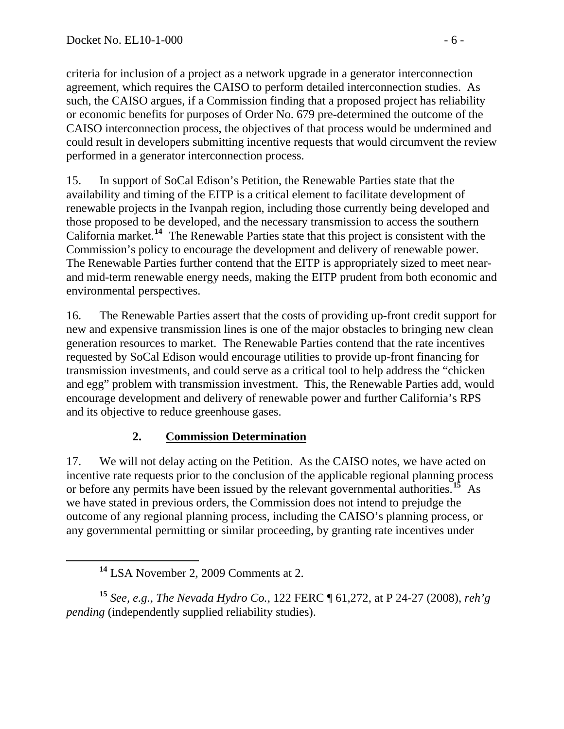criteria for inclusion of a project as a network upgrade in a generator interconnection agreement, which requires the CAISO to perform detailed interconnection studies. As such, the CAISO argues, if a Commission finding that a proposed project has reliability or economic benefits for purposes of Order No. 679 pre-determined the outcome of the CAISO interconnection process, the objectives of that process would be undermined and could result in developers submitting incentive requests that would circumvent the review performed in a generator interconnection process.

15. In support of SoCal Edison's Petition, the Renewable Parties state that the availability and timing of the EITP is a critical element to facilitate development of renewable projects in the Ivanpah region, including those currently being developed and those proposed to be developed, and the necessary transmission to access the southern California market.[14] The Renewable Parties state that this project is consistent with the Commission's policy to encourage the development and delivery of renewable power. The Renewable Parties further contend that the EITP is appropriately sized to meet near- and mid-term renewable energy needs, making the EITP prudent from both economic and environmental perspectives.

16. The Renewable Parties assert that the costs of providing up-front credit support for new and expensive transmission lines is one of the major obstacles to bringing new clean generation resources to market. The Renewable Parties contend that the rate incentives requested by SoCal Edison would encourage utilities to provide up-front financing for transmission investments, and could serve as a critical tool to help address the "chicken and egg" problem with transmission investment. This, the Renewable Parties add, would encourage development and delivery of renewable power and further California's RPS and its objective to reduce greenhouse gases.

### 2. Commission Determination

17. We will not delay acting on the Petition. As the CAISO notes, we have acted on incentive rate requests prior to the conclusion of the applicable regional planning process or before any permits have been issued by the relevant governmental authorities.[15] As we have stated in previous orders, the Commission does not intend to prejudge the outcome of any regional planning process, including the CAISO's planning process, or any governmental permitting or similar proceeding, by granting rate incentives under

[14] LSA November 2, 2009 Comments at 2.

[15] *See, e.g.*, *The Nevada Hydro Co.*, 122 FERC ¶ 61,272, at P 24-27 (2008), *reh'g pending* (independently supplied reliability studies).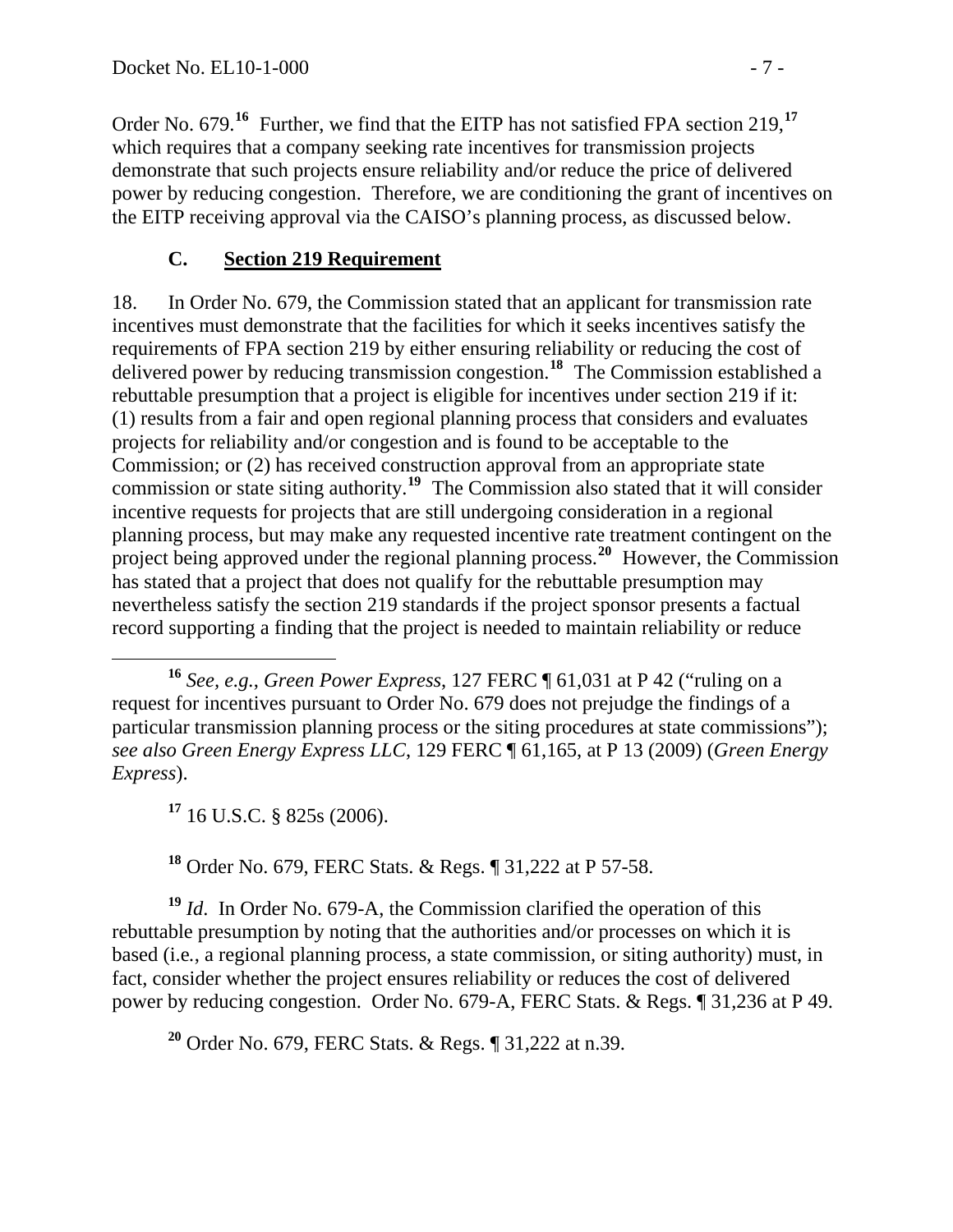Order No. 679.[16] Further, we find that the EITP has not satisfied FPA section 219,[17] which requires that a company seeking rate incentives for transmission projects demonstrate that such projects ensure reliability and/or reduce the price of delivered power by reducing congestion. Therefore, we are conditioning the grant of incentives on the EITP receiving approval via the CAISO's planning process, as discussed below.

### C. Section 219 Requirement

18. In Order No. 679, the Commission stated that an applicant for transmission rate incentives must demonstrate that the facilities for which it seeks incentives satisfy the requirements of FPA section 219 by either ensuring reliability or reducing the cost of delivered power by reducing transmission congestion.[18] The Commission established a rebuttable presumption that a project is eligible for incentives under section 219 if it: (1) results from a fair and open regional planning process that considers and evaluates projects for reliability and/or congestion and is found to be acceptable to the Commission; or (2) has received construction approval from an appropriate state commission or state siting authority.[19] The Commission also stated that it will consider incentive requests for projects that are still undergoing consideration in a regional planning process, but may make any requested incentive rate treatment contingent on the project being approved under the regional planning process.[20] However, the Commission has stated that a project that does not qualify for the rebuttable presumption may nevertheless satisfy the section 219 standards if the project sponsor presents a factual record supporting a finding that the project is needed to maintain reliability or reduce

---

[16] *See, e.g.*, *Green Power Express*, 127 FERC ¶ 61,031 at P 42 ("ruling on a request for incentives pursuant to Order No. 679 does not prejudge the findings of a particular transmission planning process or the siting procedures at state commissions"); *see also Green Energy Express LLC*, 129 FERC ¶ 61,165, at P 13 (2009) (*Green Energy Express*).

[17] 16 U.S.C. § 825s (2006).

[18] Order No. 679, FERC Stats. & Regs. ¶ 31,222 at P 57-58.

[19] *Id*. In Order No. 679-A, the Commission clarified the operation of this rebuttable presumption by noting that the authorities and/or processes on which it is based (i.e., a regional planning process, a state commission, or siting authority) must, in fact, consider whether the project ensures reliability or reduces the cost of delivered power by reducing congestion. Order No. 679-A, FERC Stats. & Regs. ¶ 31,236 at P 49.

[20] Order No. 679, FERC Stats. & Regs. ¶ 31,222 at n.39.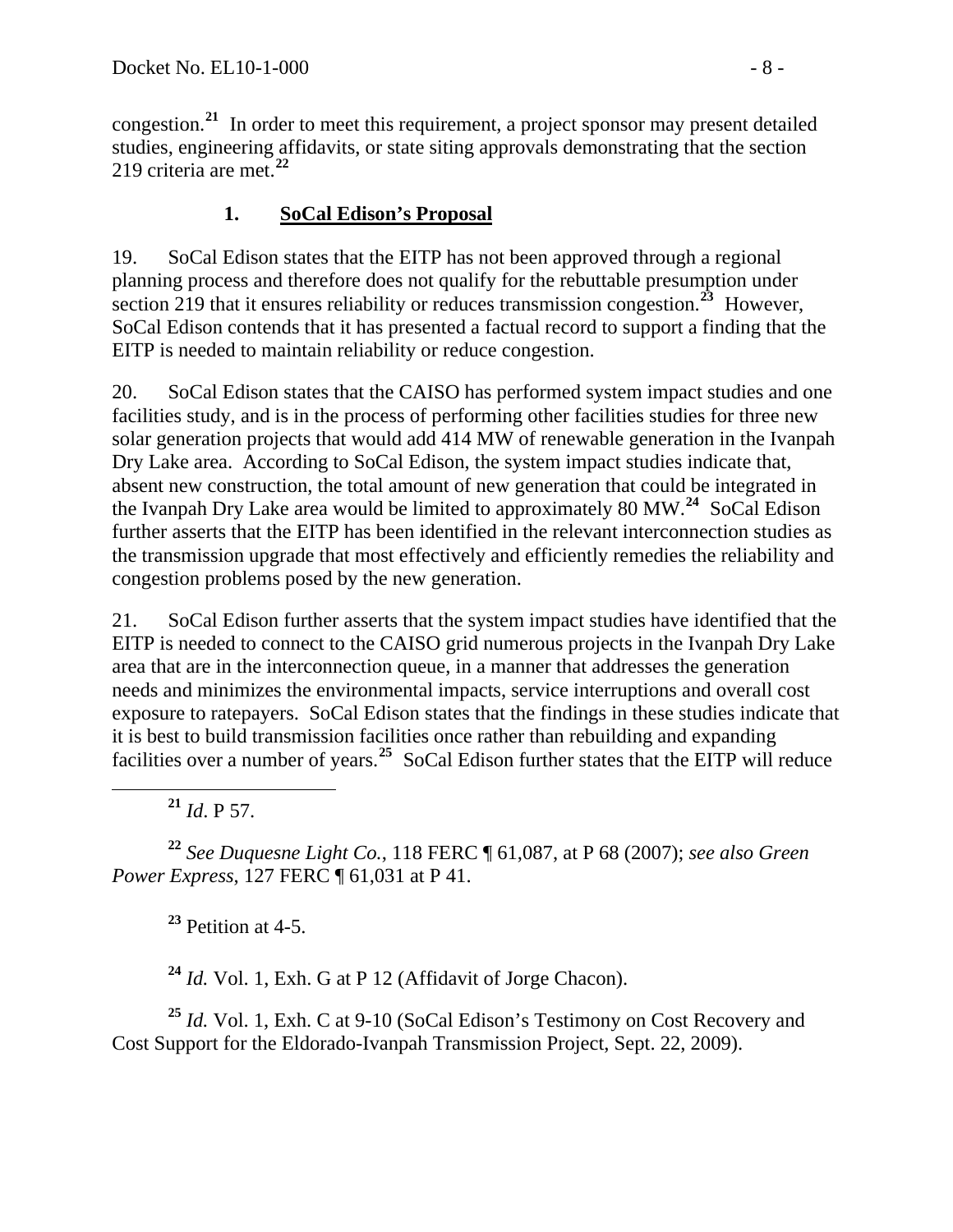congestion.[21] In order to meet this requirement, a project sponsor may present detailed studies, engineering affidavits, or state siting approvals demonstrating that the section 219 criteria are met.[22]

### 1. SoCal Edison's Proposal

19. SoCal Edison states that the EITP has not been approved through a regional planning process and therefore does not qualify for the rebuttable presumption under section 219 that it ensures reliability or reduces transmission congestion.[23] However, SoCal Edison contends that it has presented a factual record to support a finding that the EITP is needed to maintain reliability or reduce congestion.

20. SoCal Edison states that the CAISO has performed system impact studies and one facilities study, and is in the process of performing other facilities studies for three new solar generation projects that would add 414 MW of renewable generation in the Ivanpah Dry Lake area. According to SoCal Edison, the system impact studies indicate that, absent new construction, the total amount of new generation that could be integrated in the Ivanpah Dry Lake area would be limited to approximately 80 MW.[24] SoCal Edison further asserts that the EITP has been identified in the relevant interconnection studies as the transmission upgrade that most effectively and efficiently remedies the reliability and congestion problems posed by the new generation.

21. SoCal Edison further asserts that the system impact studies have identified that the EITP is needed to connect to the CAISO grid numerous projects in the Ivanpah Dry Lake area that are in the interconnection queue, in a manner that addresses the generation needs and minimizes the environmental impacts, service interruptions and overall cost exposure to ratepayers. SoCal Edison states that the findings in these studies indicate that it is best to build transmission facilities once rather than rebuilding and expanding facilities over a number of years.[25] SoCal Edison further states that the EITP will reduce

---

[21] *Id*. P 57.

[22] *See Duquesne Light Co.*, 118 FERC ¶ 61,087, at P 68 (2007); *see also Green Power Express*, 127 FERC ¶ 61,031 at P 41.

[23] Petition at 4-5.

[24] *Id.* Vol. 1, Exh. G at P 12 (Affidavit of Jorge Chacon).

[25] *Id.* Vol. 1, Exh. C at 9-10 (SoCal Edison's Testimony on Cost Recovery and Cost Support for the Eldorado-Ivanpah Transmission Project, Sept. 22, 2009).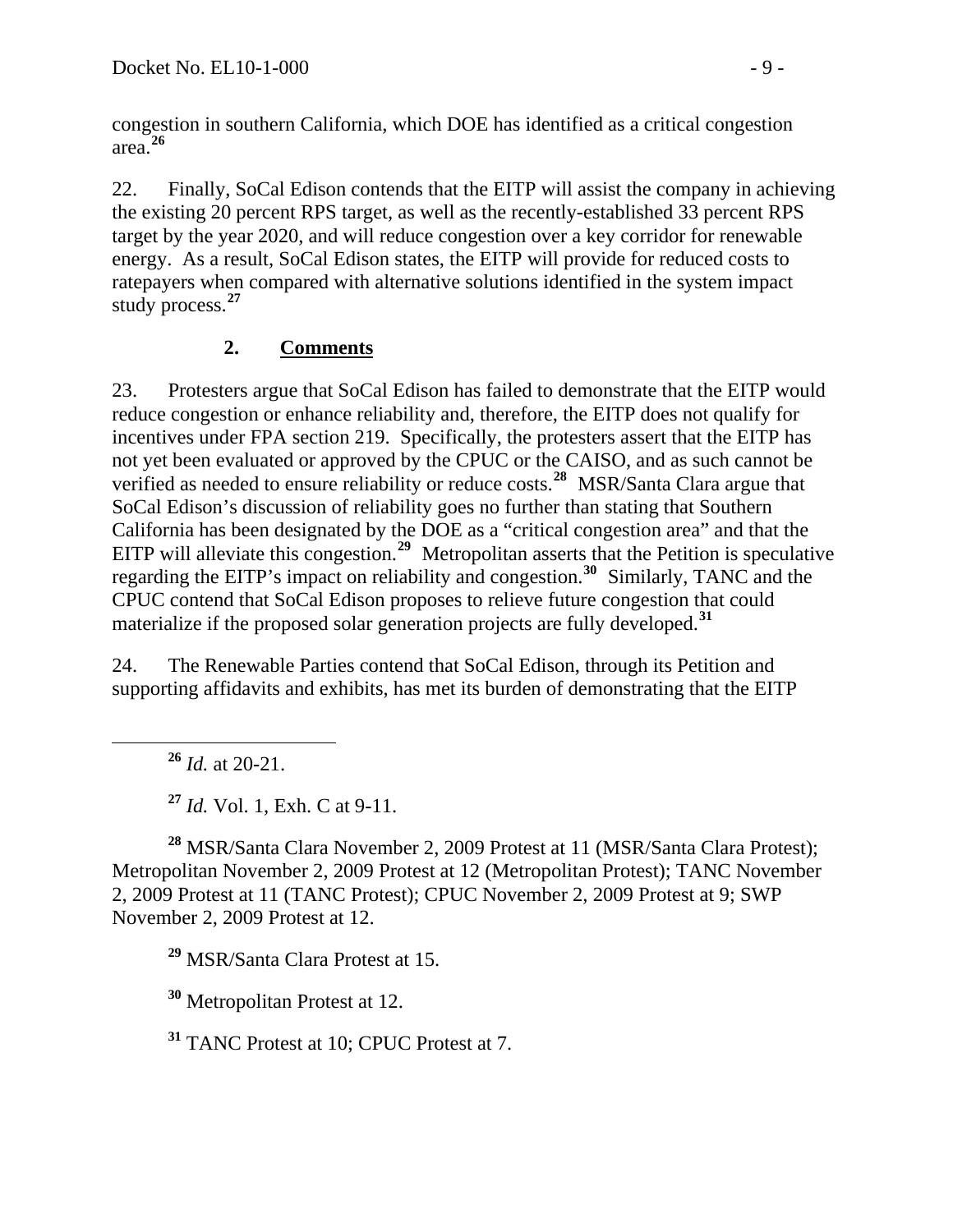congestion in southern California, which DOE has identified as a critical congestion area.[26]

22. Finally, SoCal Edison contends that the EITP will assist the company in achieving the existing 20 percent RPS target, as well as the recently-established 33 percent RPS target by the year 2020, and will reduce congestion over a key corridor for renewable energy. As a result, SoCal Edison states, the EITP will provide for reduced costs to ratepayers when compared with alternative solutions identified in the system impact study process.[27]

### 2. Comments

23. Protesters argue that SoCal Edison has failed to demonstrate that the EITP would reduce congestion or enhance reliability and, therefore, the EITP does not qualify for incentives under FPA section 219. Specifically, the protesters assert that the EITP has not yet been evaluated or approved by the CPUC or the CAISO, and as such cannot be verified as needed to ensure reliability or reduce costs.[28] MSR/Santa Clara argue that SoCal Edison's discussion of reliability goes no further than stating that Southern California has been designated by the DOE as a "critical congestion area" and that the EITP will alleviate this congestion.[29] Metropolitan asserts that the Petition is speculative regarding the EITP's impact on reliability and congestion.[30] Similarly, TANC and the CPUC contend that SoCal Edison proposes to relieve future congestion that could materialize if the proposed solar generation projects are fully developed.[31]

24. The Renewable Parties contend that SoCal Edison, through its Petition and supporting affidavits and exhibits, has met its burden of demonstrating that the EITP

---

[26] *Id.* at 20-21.

[27] *Id.* Vol. 1, Exh. C at 9-11.

[28] MSR/Santa Clara November 2, 2009 Protest at 11 (MSR/Santa Clara Protest); Metropolitan November 2, 2009 Protest at 12 (Metropolitan Protest); TANC November 2, 2009 Protest at 11 (TANC Protest); CPUC November 2, 2009 Protest at 9; SWP November 2, 2009 Protest at 12.

[29] MSR/Santa Clara Protest at 15.

[30] Metropolitan Protest at 12.

[31] TANC Protest at 10; CPUC Protest at 7.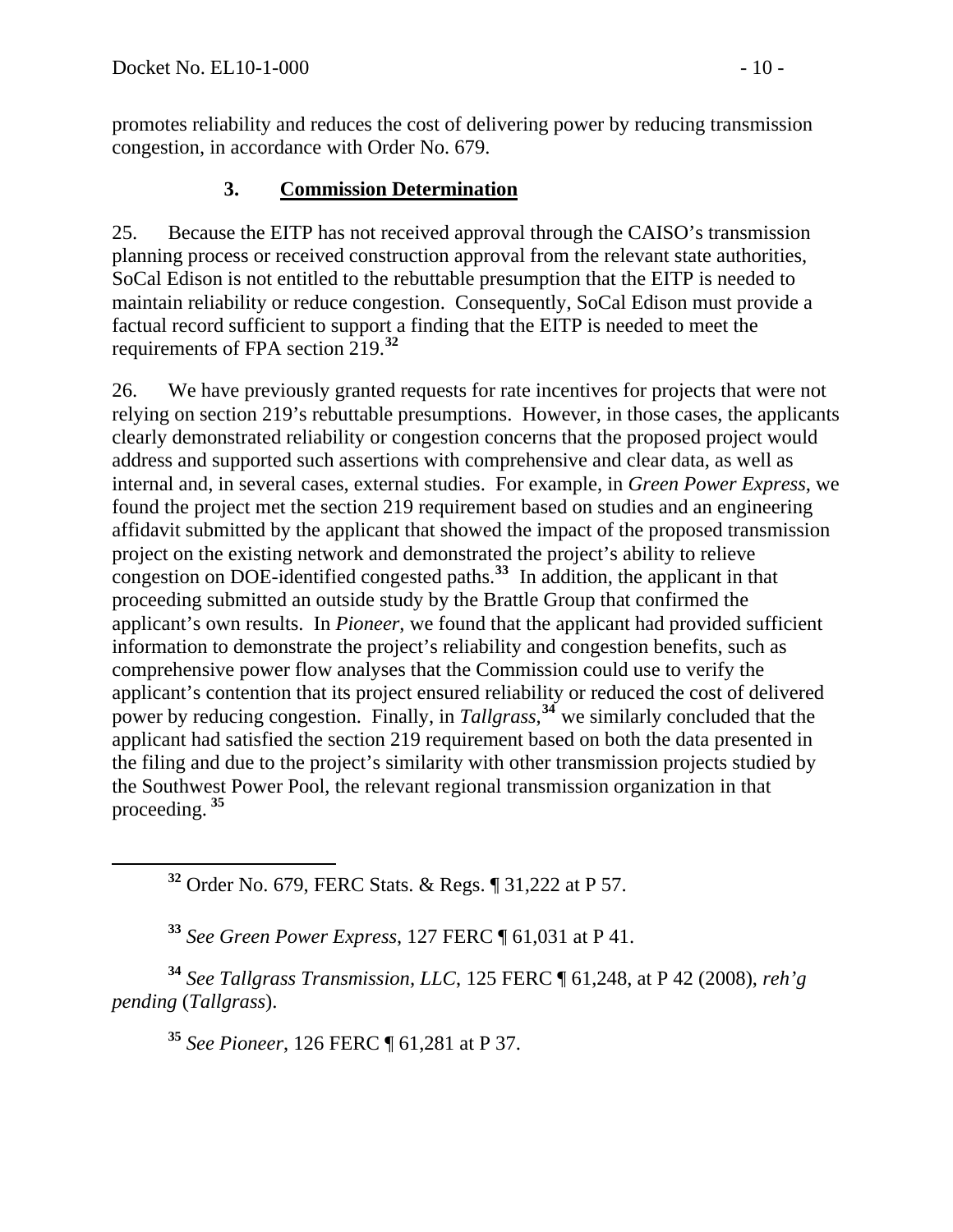promotes reliability and reduces the cost of delivering power by reducing transmission congestion, in accordance with Order No. 679.

### 3. **Commission Determination**

25. Because the EITP has not received approval through the CAISO's transmission planning process or received construction approval from the relevant state authorities, SoCal Edison is not entitled to the rebuttable presumption that the EITP is needed to maintain reliability or reduce congestion. Consequently, SoCal Edison must provide a factual record sufficient to support a finding that the EITP is needed to meet the requirements of FPA section 219.[32]

26. We have previously granted requests for rate incentives for projects that were not relying on section 219's rebuttable presumptions. However, in those cases, the applicants clearly demonstrated reliability or congestion concerns that the proposed project would address and supported such assertions with comprehensive and clear data, as well as internal and, in several cases, external studies. For example, in *Green Power Express*, we found the project met the section 219 requirement based on studies and an engineering affidavit submitted by the applicant that showed the impact of the proposed transmission project on the existing network and demonstrated the project's ability to relieve congestion on DOE-identified congested paths.[33] In addition, the applicant in that proceeding submitted an outside study by the Brattle Group that confirmed the applicant's own results. In *Pioneer*, we found that the applicant had provided sufficient information to demonstrate the project's reliability and congestion benefits, such as comprehensive power flow analyses that the Commission could use to verify the applicant's contention that its project ensured reliability or reduced the cost of delivered power by reducing congestion. Finally, in *Tallgrass*,[34] we similarly concluded that the applicant had satisfied the section 219 requirement based on both the data presented in the filing and due to the project's similarity with other transmission projects studied by the Southwest Power Pool, the relevant regional transmission organization in that proceeding.[35]

---

[32] Order No. 679, FERC Stats. & Regs. ¶ 31,222 at P 57.

[33] *See Green Power Express*, 127 FERC ¶ 61,031 at P 41.

[34] *See Tallgrass Transmission, LLC*, 125 FERC ¶ 61,248, at P 42 (2008), *reh'g pending* (*Tallgrass*).

[35] *See Pioneer*, 126 FERC ¶ 61,281 at P 37.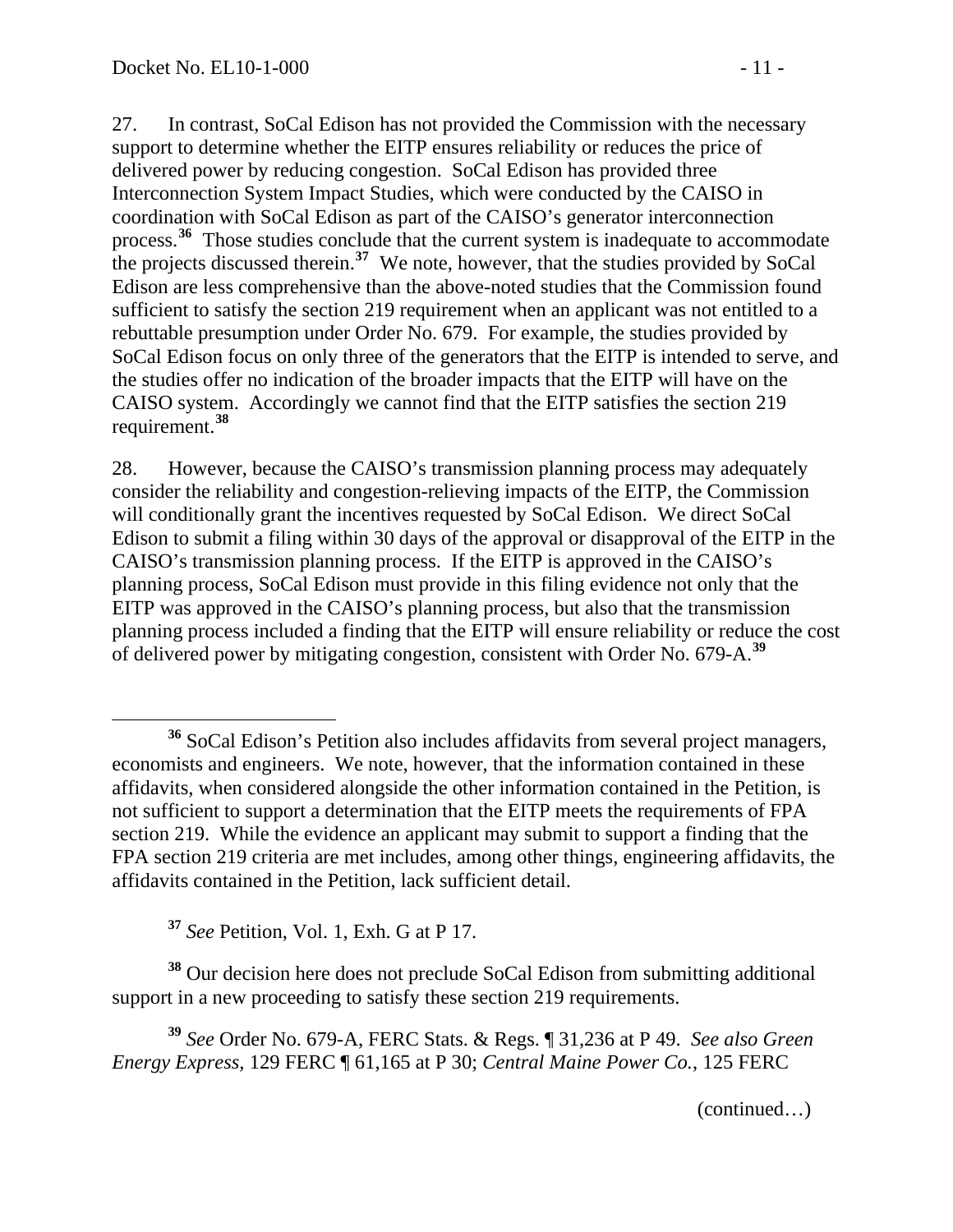27. In contrast, SoCal Edison has not provided the Commission with the necessary support to determine whether the EITP ensures reliability or reduces the price of delivered power by reducing congestion. SoCal Edison has provided three Interconnection System Impact Studies, which were conducted by the CAISO in coordination with SoCal Edison as part of the CAISO's generator interconnection process.[36] Those studies conclude that the current system is inadequate to accommodate the projects discussed therein.[37] We note, however, that the studies provided by SoCal Edison are less comprehensive than the above-noted studies that the Commission found sufficient to satisfy the section 219 requirement when an applicant was not entitled to a rebuttable presumption under Order No. 679. For example, the studies provided by SoCal Edison focus on only three of the generators that the EITP is intended to serve, and the studies offer no indication of the broader impacts that the EITP will have on the CAISO system. Accordingly we cannot find that the EITP satisfies the section 219 requirement.[38]

28. However, because the CAISO's transmission planning process may adequately consider the reliability and congestion-relieving impacts of the EITP, the Commission will conditionally grant the incentives requested by SoCal Edison. We direct SoCal Edison to submit a filing within 30 days of the approval or disapproval of the EITP in the CAISO's transmission planning process. If the EITP is approved in the CAISO's planning process, SoCal Edison must provide in this filing evidence not only that the EITP was approved in the CAISO's planning process, but also that the transmission planning process included a finding that the EITP will ensure reliability or reduce the cost of delivered power by mitigating congestion, consistent with Order No. 679-A.[39]

---

[36] SoCal Edison's Petition also includes affidavits from several project managers, economists and engineers. We note, however, that the information contained in these affidavits, when considered alongside the other information contained in the Petition, is not sufficient to support a determination that the EITP meets the requirements of FPA section 219. While the evidence an applicant may submit to support a finding that the FPA section 219 criteria are met includes, among other things, engineering affidavits, the affidavits contained in the Petition, lack sufficient detail.

[37] *See* Petition, Vol. 1, Exh. G at P 17.

[38] Our decision here does not preclude SoCal Edison from submitting additional support in a new proceeding to satisfy these section 219 requirements.

[39] *See* Order No. 679-A, FERC Stats. & Regs. ¶ 31,236 at P 49. *See also Green Energy Express*, 129 FERC ¶ 61,165 at P 30; *Central Maine Power Co.*, 125 FERC

(continued…)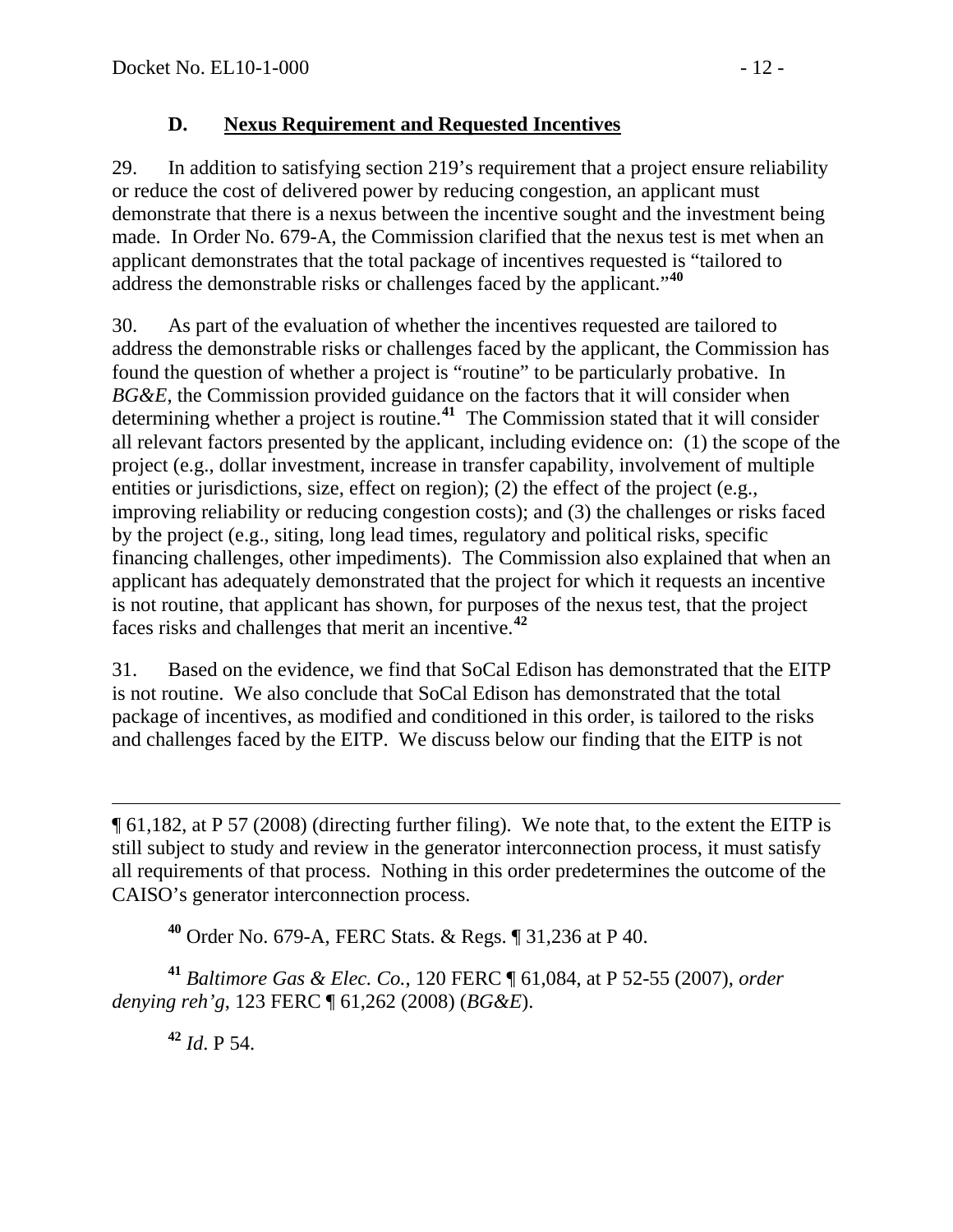### D. Nexus Requirement and Requested Incentives

29. In addition to satisfying section 219's requirement that a project ensure reliability or reduce the cost of delivered power by reducing congestion, an applicant must demonstrate that there is a nexus between the incentive sought and the investment being made. In Order No. 679-A, the Commission clarified that the nexus test is met when an applicant demonstrates that the total package of incentives requested is "tailored to address the demonstrable risks or challenges faced by the applicant."[40]

30. As part of the evaluation of whether the incentives requested are tailored to address the demonstrable risks or challenges faced by the applicant, the Commission has found the question of whether a project is "routine" to be particularly probative. In *BG&E*, the Commission provided guidance on the factors that it will consider when determining whether a project is routine.[41] The Commission stated that it will consider all relevant factors presented by the applicant, including evidence on: (1) the scope of the project (e.g., dollar investment, increase in transfer capability, involvement of multiple entities or jurisdictions, size, effect on region); (2) the effect of the project (e.g., improving reliability or reducing congestion costs); and (3) the challenges or risks faced by the project (e.g., siting, long lead times, regulatory and political risks, specific financing challenges, other impediments). The Commission also explained that when an applicant has adequately demonstrated that the project for which it requests an incentive is not routine, that applicant has shown, for purposes of the nexus test, that the project faces risks and challenges that merit an incentive.[42]

31. Based on the evidence, we find that SoCal Edison has demonstrated that the EITP is not routine. We also conclude that SoCal Edison has demonstrated that the total package of incentives, as modified and conditioned in this order, is tailored to the risks and challenges faced by the EITP. We discuss below our finding that the EITP is not

---

¶ 61,182, at P 57 (2008) (directing further filing). We note that, to the extent the EITP is still subject to study and review in the generator interconnection process, it must satisfy all requirements of that process. Nothing in this order predetermines the outcome of the CAISO's generator interconnection process.

[40] Order No. 679-A, FERC Stats. & Regs. ¶ 31,236 at P 40.

[41] *Baltimore Gas & Elec. Co.*, 120 FERC ¶ 61,084, at P 52-55 (2007), *order denying reh'g*, 123 FERC ¶ 61,262 (2008) (*BG&E*).

[42] *Id*. P 54.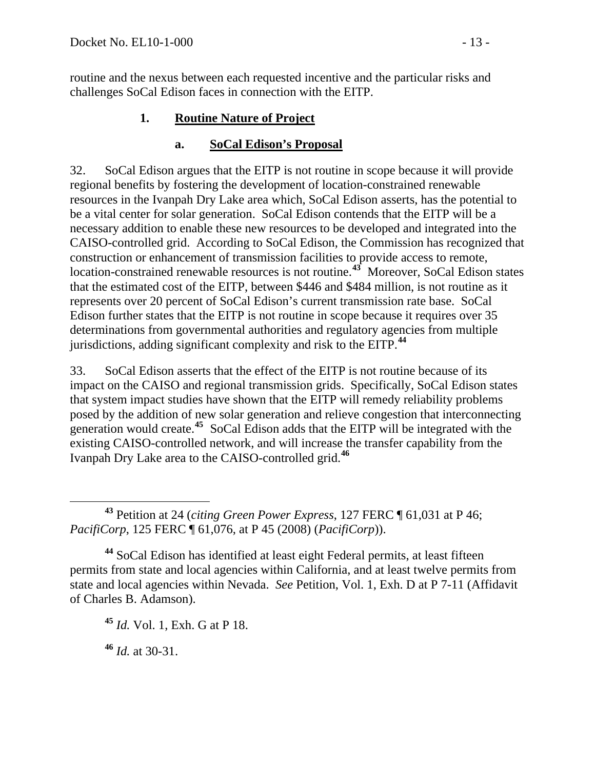routine and the nexus between each requested incentive and the particular risks and challenges SoCal Edison faces in connection with the EITP.

### 1. Routine Nature of Project

#### a. SoCal Edison's Proposal

32. SoCal Edison argues that the EITP is not routine in scope because it will provide regional benefits by fostering the development of location-constrained renewable resources in the Ivanpah Dry Lake area which, SoCal Edison asserts, has the potential to be a vital center for solar generation. SoCal Edison contends that the EITP will be a necessary addition to enable these new resources to be developed and integrated into the CAISO-controlled grid. According to SoCal Edison, the Commission has recognized that construction or enhancement of transmission facilities to provide access to remote, location-constrained renewable resources is not routine.[43] Moreover, SoCal Edison states that the estimated cost of the EITP, between \$446 and \$484 million, is not routine as it represents over 20 percent of SoCal Edison's current transmission rate base. SoCal Edison further states that the EITP is not routine in scope because it requires over 35 determinations from governmental authorities and regulatory agencies from multiple jurisdictions, adding significant complexity and risk to the EITP.[44]

33. SoCal Edison asserts that the effect of the EITP is not routine because of its impact on the CAISO and regional transmission grids. Specifically, SoCal Edison states that system impact studies have shown that the EITP will remedy reliability problems posed by the addition of new solar generation and relieve congestion that interconnecting generation would create.[45] SoCal Edison adds that the EITP will be integrated with the existing CAISO-controlled network, and will increase the transfer capability from the Ivanpah Dry Lake area to the CAISO-controlled grid.[46]

---

[43] Petition at 24 (*citing Green Power Express*, 127 FERC ¶ 61,031 at P 46; *PacifiCorp*, 125 FERC ¶ 61,076, at P 45 (2008) (*PacifiCorp*)).

[44] SoCal Edison has identified at least eight Federal permits, at least fifteen permits from state and local agencies within California, and at least twelve permits from state and local agencies within Nevada. *See* Petition, Vol. 1, Exh. D at P 7-11 (Affidavit of Charles B. Adamson).

[45] *Id.* Vol. 1, Exh. G at P 18.

[46] *Id.* at 30-31.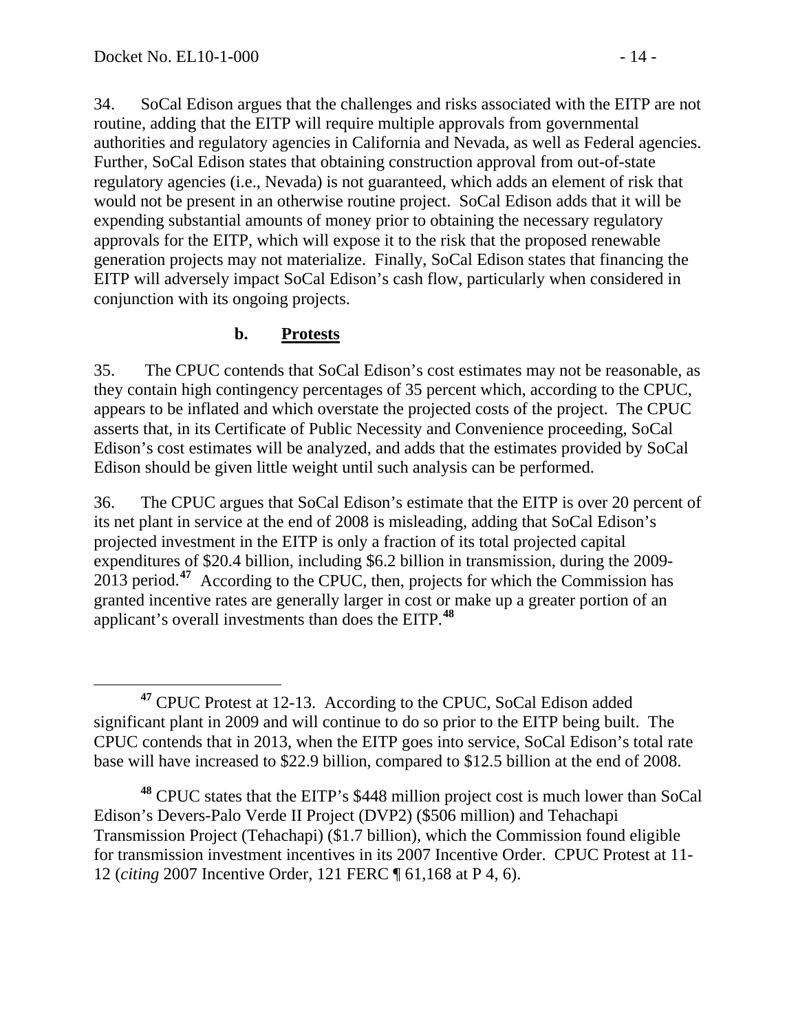34. SoCal Edison argues that the challenges and risks associated with the EITP are not routine, adding that the EITP will require multiple approvals from governmental authorities and regulatory agencies in California and Nevada, as well as Federal agencies. Further, SoCal Edison states that obtaining construction approval from out-of-state regulatory agencies (i.e., Nevada) is not guaranteed, which adds an element of risk that would not be present in an otherwise routine project. SoCal Edison adds that it will be expending substantial amounts of money prior to obtaining the necessary regulatory approvals for the EITP, which will expose it to the risk that the proposed renewable generation projects may not materialize. Finally, SoCal Edison states that financing the EITP will adversely impact SoCal Edison's cash flow, particularly when considered in conjunction with its ongoing projects.

### b. Protests

35. The CPUC contends that SoCal Edison's cost estimates may not be reasonable, as they contain high contingency percentages of 35 percent which, according to the CPUC, appears to be inflated and which overstate the projected costs of the project. The CPUC asserts that, in its Certificate of Public Necessity and Convenience proceeding, SoCal Edison's cost estimates will be analyzed, and adds that the estimates provided by SoCal Edison should be given little weight until such analysis can be performed.

36. The CPUC argues that SoCal Edison's estimate that the EITP is over 20 percent of its net plant in service at the end of 2008 is misleading, adding that SoCal Edison's projected investment in the EITP is only a fraction of its total projected capital expenditures of $20.4 billion, including $6.2 billion in transmission, during the 2009-2013 period.[47] According to the CPUC, then, projects for which the Commission has granted incentive rates are generally larger in cost or make up a greater portion of an applicant's overall investments than does the EITP.[48]

---

[47] CPUC Protest at 12-13. According to the CPUC, SoCal Edison added significant plant in 2009 and will continue to do so prior to the EITP being built. The CPUC contends that in 2013, when the EITP goes into service, SoCal Edison's total rate base will have increased to $22.9 billion, compared to $12.5 billion at the end of 2008.

[48] CPUC states that the EITP's $448 million project cost is much lower than SoCal Edison's Devers-Palo Verde II Project (DVP2) ($506 million) and Tehachapi Transmission Project (Tehachapi) ($1.7 billion), which the Commission found eligible for transmission investment incentives in its 2007 Incentive Order. CPUC Protest at 11-12 (*citing* 2007 Incentive Order, 121 FERC ¶ 61,168 at P 4, 6).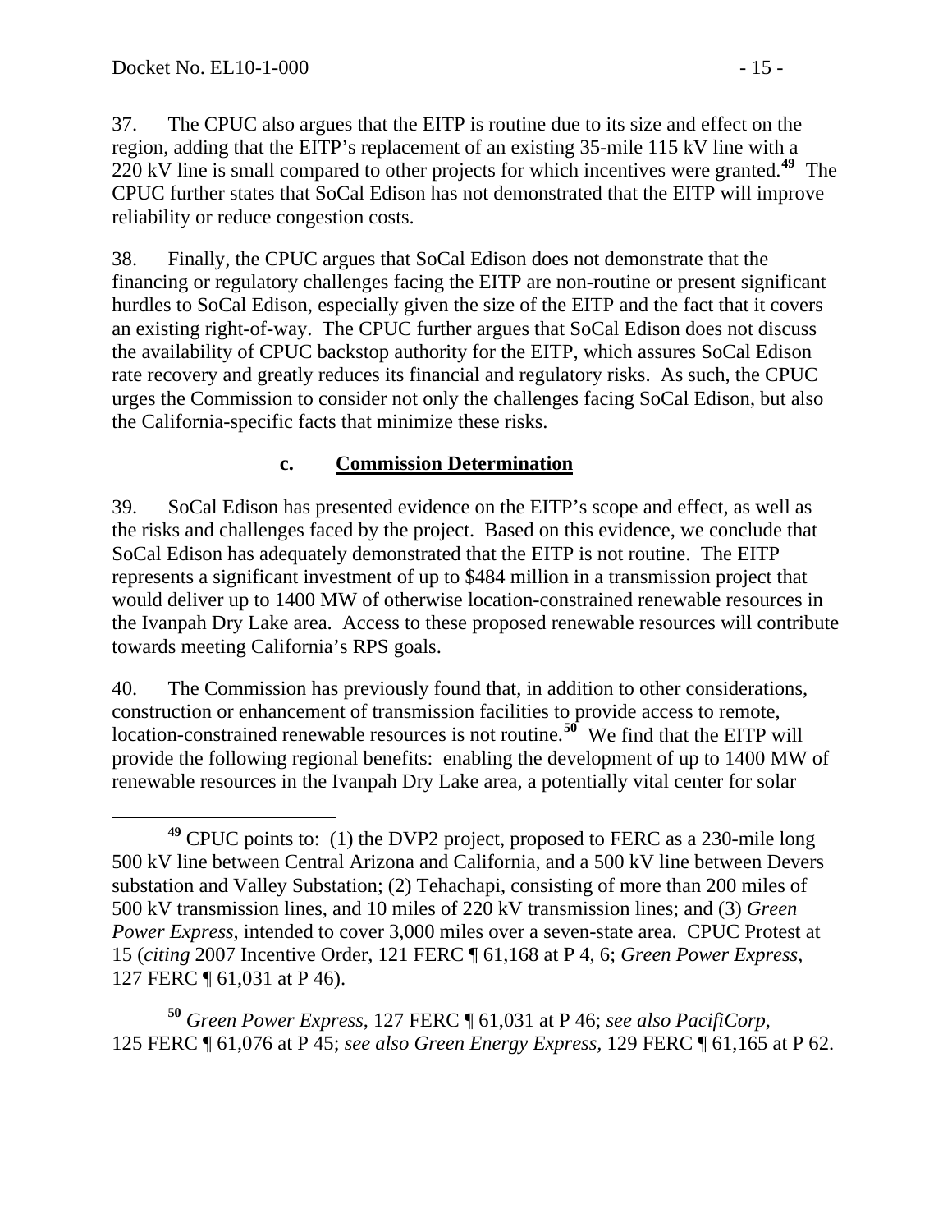37. The CPUC also argues that the EITP is routine due to its size and effect on the region, adding that the EITP's replacement of an existing 35-mile 115 kV line with a 220 kV line is small compared to other projects for which incentives were granted.[49] The CPUC further states that SoCal Edison has not demonstrated that the EITP will improve reliability or reduce congestion costs.

38. Finally, the CPUC argues that SoCal Edison does not demonstrate that the financing or regulatory challenges facing the EITP are non-routine or present significant hurdles to SoCal Edison, especially given the size of the EITP and the fact that it covers an existing right-of-way. The CPUC further argues that SoCal Edison does not discuss the availability of CPUC backstop authority for the EITP, which assures SoCal Edison rate recovery and greatly reduces its financial and regulatory risks. As such, the CPUC urges the Commission to consider not only the challenges facing SoCal Edison, but also the California-specific facts that minimize these risks.

#### c. Commission Determination

39. SoCal Edison has presented evidence on the EITP's scope and effect, as well as the risks and challenges faced by the project. Based on this evidence, we conclude that SoCal Edison has adequately demonstrated that the EITP is not routine. The EITP represents a significant investment of up to $484 million in a transmission project that would deliver up to 1400 MW of otherwise location-constrained renewable resources in the Ivanpah Dry Lake area. Access to these proposed renewable resources will contribute towards meeting California's RPS goals.

40. The Commission has previously found that, in addition to other considerations, construction or enhancement of transmission facilities to provide access to remote, location-constrained renewable resources is not routine.[50] We find that the EITP will provide the following regional benefits: enabling the development of up to 1400 MW of renewable resources in the Ivanpah Dry Lake area, a potentially vital center for solar

---

[49] CPUC points to: (1) the DVP2 project, proposed to FERC as a 230-mile long 500 kV line between Central Arizona and California, and a 500 kV line between Devers substation and Valley Substation; (2) Tehachapi, consisting of more than 200 miles of 500 kV transmission lines, and 10 miles of 220 kV transmission lines; and (3) *Green Power Express*, intended to cover 3,000 miles over a seven-state area. CPUC Protest at 15 (*citing* 2007 Incentive Order, 121 FERC ¶ 61,168 at P 4, 6; *Green Power Express*, 127 FERC ¶ 61,031 at P 46).

[50] *Green Power Express*, 127 FERC ¶ 61,031 at P 46; *see also PacifiCorp*, 125 FERC ¶ 61,076 at P 45; *see also Green Energy Express*, 129 FERC ¶ 61,165 at P 62.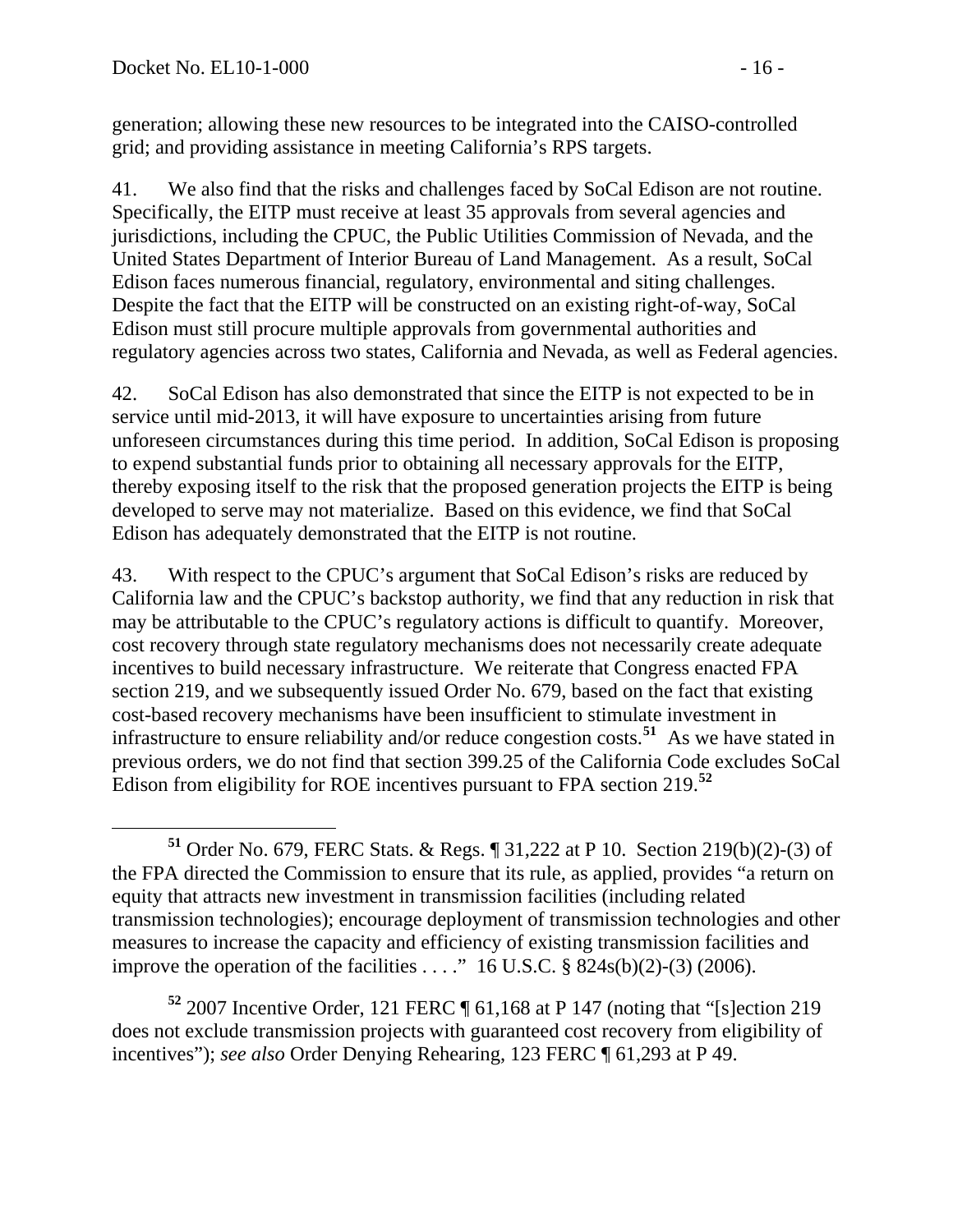generation; allowing these new resources to be integrated into the CAISO-controlled grid; and providing assistance in meeting California's RPS targets.

41. We also find that the risks and challenges faced by SoCal Edison are not routine. Specifically, the EITP must receive at least 35 approvals from several agencies and jurisdictions, including the CPUC, the Public Utilities Commission of Nevada, and the United States Department of Interior Bureau of Land Management. As a result, SoCal Edison faces numerous financial, regulatory, environmental and siting challenges. Despite the fact that the EITP will be constructed on an existing right-of-way, SoCal Edison must still procure multiple approvals from governmental authorities and regulatory agencies across two states, California and Nevada, as well as Federal agencies.

42. SoCal Edison has also demonstrated that since the EITP is not expected to be in service until mid-2013, it will have exposure to uncertainties arising from future unforeseen circumstances during this time period. In addition, SoCal Edison is proposing to expend substantial funds prior to obtaining all necessary approvals for the EITP, thereby exposing itself to the risk that the proposed generation projects the EITP is being developed to serve may not materialize. Based on this evidence, we find that SoCal Edison has adequately demonstrated that the EITP is not routine.

43. With respect to the CPUC's argument that SoCal Edison's risks are reduced by California law and the CPUC's backstop authority, we find that any reduction in risk that may be attributable to the CPUC's regulatory actions is difficult to quantify. Moreover, cost recovery through state regulatory mechanisms does not necessarily create adequate incentives to build necessary infrastructure. We reiterate that Congress enacted FPA section 219, and we subsequently issued Order No. 679, based on the fact that existing cost-based recovery mechanisms have been insufficient to stimulate investment in infrastructure to ensure reliability and/or reduce congestion costs.[51] As we have stated in previous orders, we do not find that section 399.25 of the California Code excludes SoCal Edison from eligibility for ROE incentives pursuant to FPA section 219.[52]

---

[51] Order No. 679, FERC Stats. & Regs. ¶ 31,222 at P 10. Section 219(b)(2)-(3) of the FPA directed the Commission to ensure that its rule, as applied, provides "a return on equity that attracts new investment in transmission facilities (including related transmission technologies); encourage deployment of transmission technologies and other measures to increase the capacity and efficiency of existing transmission facilities and improve the operation of the facilities . . . ." 16 U.S.C. § 824s(b)(2)-(3) (2006).

[52] 2007 Incentive Order, 121 FERC ¶ 61,168 at P 147 (noting that "[s]ection 219 does not exclude transmission projects with guaranteed cost recovery from eligibility of incentives"); *see also* Order Denying Rehearing, 123 FERC ¶ 61,293 at P 49.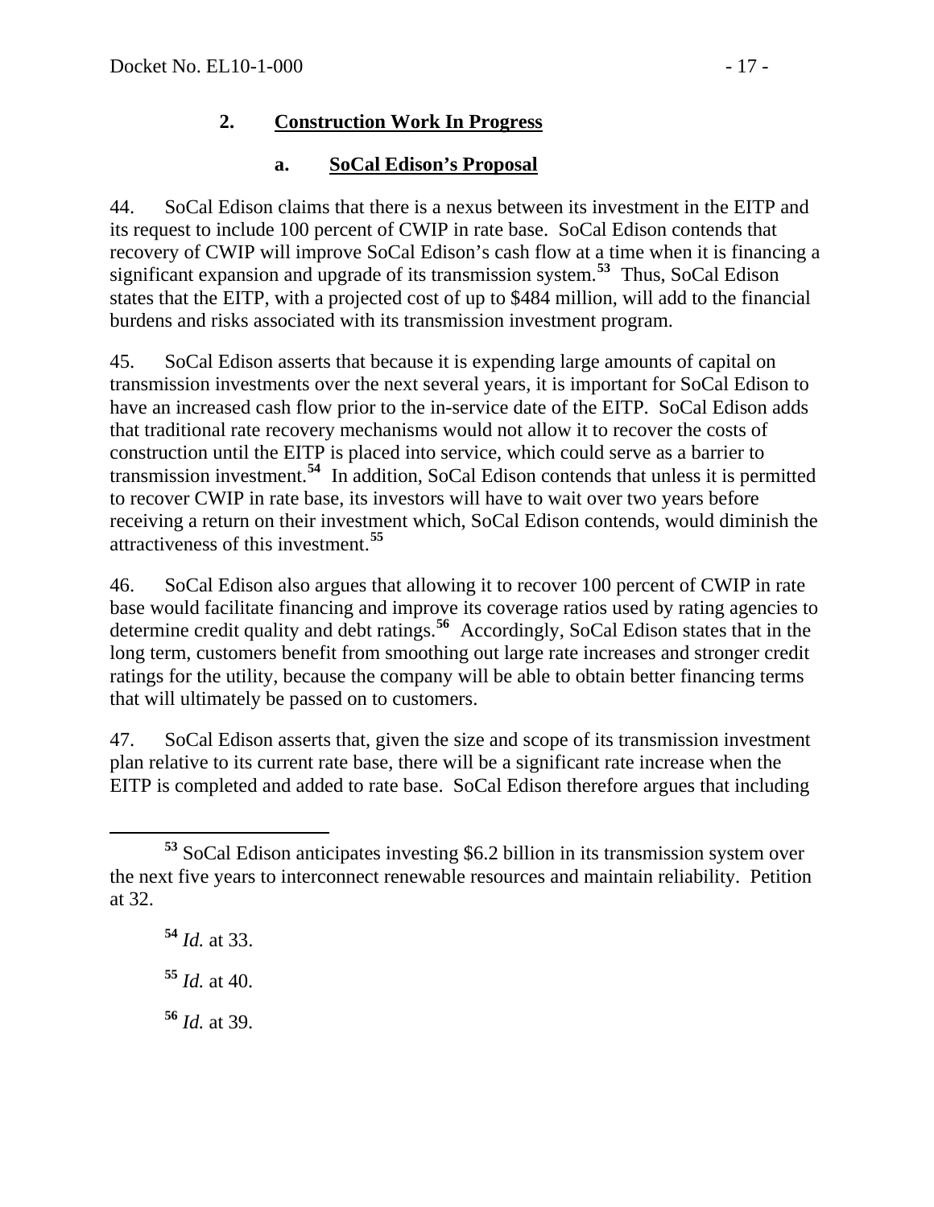### 2. Construction Work In Progress

#### a. SoCal Edison's Proposal

44. SoCal Edison claims that there is a nexus between its investment in the EITP and its request to include 100 percent of CWIP in rate base. SoCal Edison contends that recovery of CWIP will improve SoCal Edison's cash flow at a time when it is financing a significant expansion and upgrade of its transmission system.[53] Thus, SoCal Edison states that the EITP, with a projected cost of up to $484 million, will add to the financial burdens and risks associated with its transmission investment program.

45. SoCal Edison asserts that because it is expending large amounts of capital on transmission investments over the next several years, it is important for SoCal Edison to have an increased cash flow prior to the in-service date of the EITP. SoCal Edison adds that traditional rate recovery mechanisms would not allow it to recover the costs of construction until the EITP is placed into service, which could serve as a barrier to transmission investment.[54] In addition, SoCal Edison contends that unless it is permitted to recover CWIP in rate base, its investors will have to wait over two years before receiving a return on their investment which, SoCal Edison contends, would diminish the attractiveness of this investment.[55]

46. SoCal Edison also argues that allowing it to recover 100 percent of CWIP in rate base would facilitate financing and improve its coverage ratios used by rating agencies to determine credit quality and debt ratings.[56] Accordingly, SoCal Edison states that in the long term, customers benefit from smoothing out large rate increases and stronger credit ratings for the utility, because the company will be able to obtain better financing terms that will ultimately be passed on to customers.

47. SoCal Edison asserts that, given the size and scope of its transmission investment plan relative to its current rate base, there will be a significant rate increase when the EITP is completed and added to rate base. SoCal Edison therefore argues that including

---

[53] SoCal Edison anticipates investing $6.2 billion in its transmission system over the next five years to interconnect renewable resources and maintain reliability. Petition at 32.

[54] *Id.* at 33.

[55] *Id.* at 40.

[56] *Id.* at 39.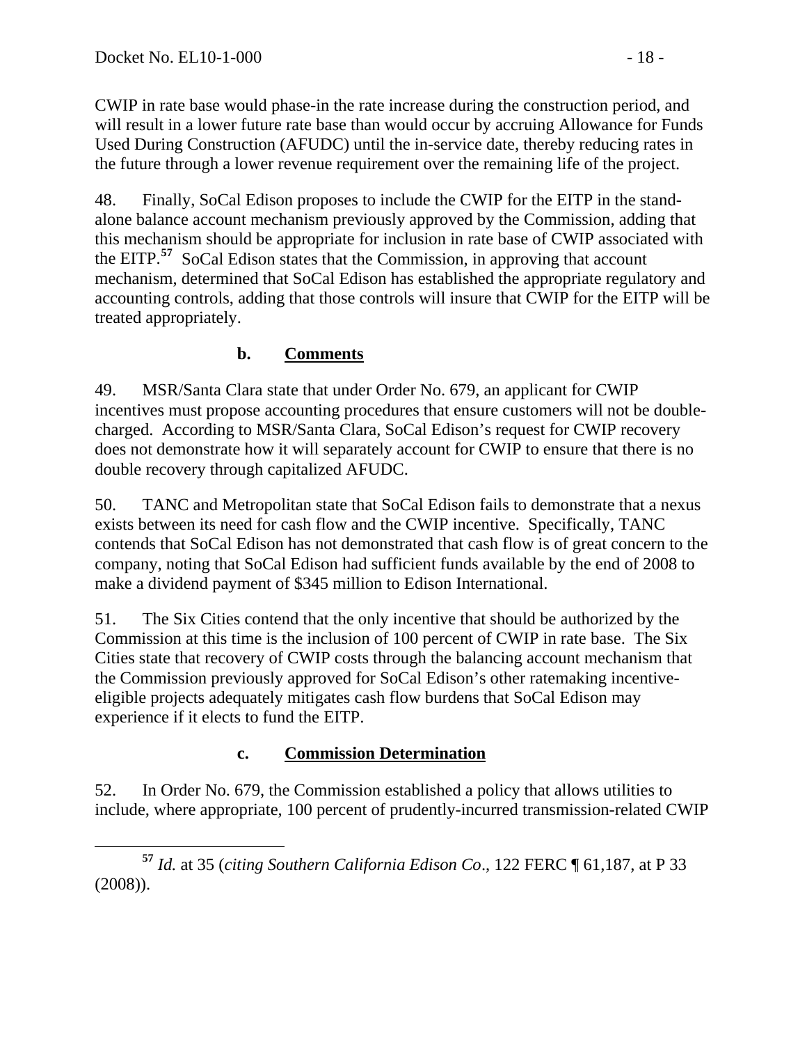CWIP in rate base would phase-in the rate increase during the construction period, and will result in a lower future rate base than would occur by accruing Allowance for Funds Used During Construction (AFUDC) until the in-service date, thereby reducing rates in the future through a lower revenue requirement over the remaining life of the project.

48. Finally, SoCal Edison proposes to include the CWIP for the EITP in the stand-alone balance account mechanism previously approved by the Commission, adding that this mechanism should be appropriate for inclusion in rate base of CWIP associated with the EITP.[57] SoCal Edison states that the Commission, in approving that account mechanism, determined that SoCal Edison has established the appropriate regulatory and accounting controls, adding that those controls will insure that CWIP for the EITP will be treated appropriately.

### b. Comments

49. MSR/Santa Clara state that under Order No. 679, an applicant for CWIP incentives must propose accounting procedures that ensure customers will not be double-charged. According to MSR/Santa Clara, SoCal Edison's request for CWIP recovery does not demonstrate how it will separately account for CWIP to ensure that there is no double recovery through capitalized AFUDC.

50. TANC and Metropolitan state that SoCal Edison fails to demonstrate that a nexus exists between its need for cash flow and the CWIP incentive. Specifically, TANC contends that SoCal Edison has not demonstrated that cash flow is of great concern to the company, noting that SoCal Edison had sufficient funds available by the end of 2008 to make a dividend payment of $345 million to Edison International.

51. The Six Cities contend that the only incentive that should be authorized by the Commission at this time is the inclusion of 100 percent of CWIP in rate base. The Six Cities state that recovery of CWIP costs through the balancing account mechanism that the Commission previously approved for SoCal Edison's other ratemaking incentive-eligible projects adequately mitigates cash flow burdens that SoCal Edison may experience if it elects to fund the EITP.

### c. Commission Determination

52. In Order No. 679, the Commission established a policy that allows utilities to include, where appropriate, 100 percent of prudently-incurred transmission-related CWIP

---

[57] *Id.* at 35 (*citing Southern California Edison Co*., 122 FERC ¶ 61,187, at P 33 (2008)).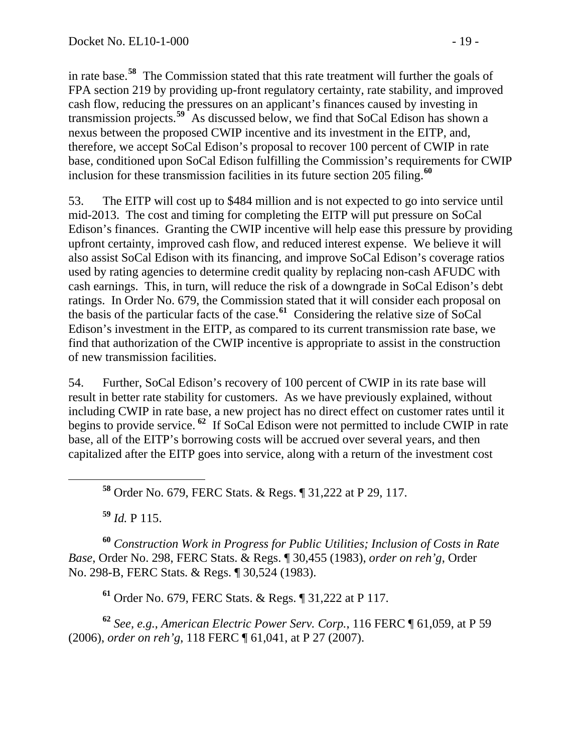in rate base.[58] The Commission stated that this rate treatment will further the goals of FPA section 219 by providing up-front regulatory certainty, rate stability, and improved cash flow, reducing the pressures on an applicant's finances caused by investing in transmission projects.[59] As discussed below, we find that SoCal Edison has shown a nexus between the proposed CWIP incentive and its investment in the EITP, and, therefore, we accept SoCal Edison's proposal to recover 100 percent of CWIP in rate base, conditioned upon SoCal Edison fulfilling the Commission's requirements for CWIP inclusion for these transmission facilities in its future section 205 filing.[60]

53. The EITP will cost up to $484 million and is not expected to go into service until mid-2013. The cost and timing for completing the EITP will put pressure on SoCal Edison's finances. Granting the CWIP incentive will help ease this pressure by providing upfront certainty, improved cash flow, and reduced interest expense. We believe it will also assist SoCal Edison with its financing, and improve SoCal Edison's coverage ratios used by rating agencies to determine credit quality by replacing non-cash AFUDC with cash earnings. This, in turn, will reduce the risk of a downgrade in SoCal Edison's debt ratings. In Order No. 679, the Commission stated that it will consider each proposal on the basis of the particular facts of the case.[61] Considering the relative size of SoCal Edison's investment in the EITP, as compared to its current transmission rate base, we find that authorization of the CWIP incentive is appropriate to assist in the construction of new transmission facilities.

54. Further, SoCal Edison's recovery of 100 percent of CWIP in its rate base will result in better rate stability for customers. As we have previously explained, without including CWIP in rate base, a new project has no direct effect on customer rates until it begins to provide service.[62] If SoCal Edison were not permitted to include CWIP in rate base, all of the EITP's borrowing costs will be accrued over several years, and then capitalized after the EITP goes into service, along with a return of the investment cost

---

[58] Order No. 679, FERC Stats. & Regs. ¶ 31,222 at P 29, 117.

[59] *Id.* P 115.

[60] *Construction Work in Progress for Public Utilities; Inclusion of Costs in Rate Base*, Order No. 298, FERC Stats. & Regs. ¶ 30,455 (1983), *order on reh'g*, Order No. 298-B, FERC Stats. & Regs. ¶ 30,524 (1983).

[61] Order No. 679, FERC Stats. & Regs. ¶ 31,222 at P 117.

[62] *See, e.g.*, *American Electric Power Serv. Corp.*, 116 FERC ¶ 61,059, at P 59 (2006), *order on reh'g*, 118 FERC ¶ 61,041, at P 27 (2007).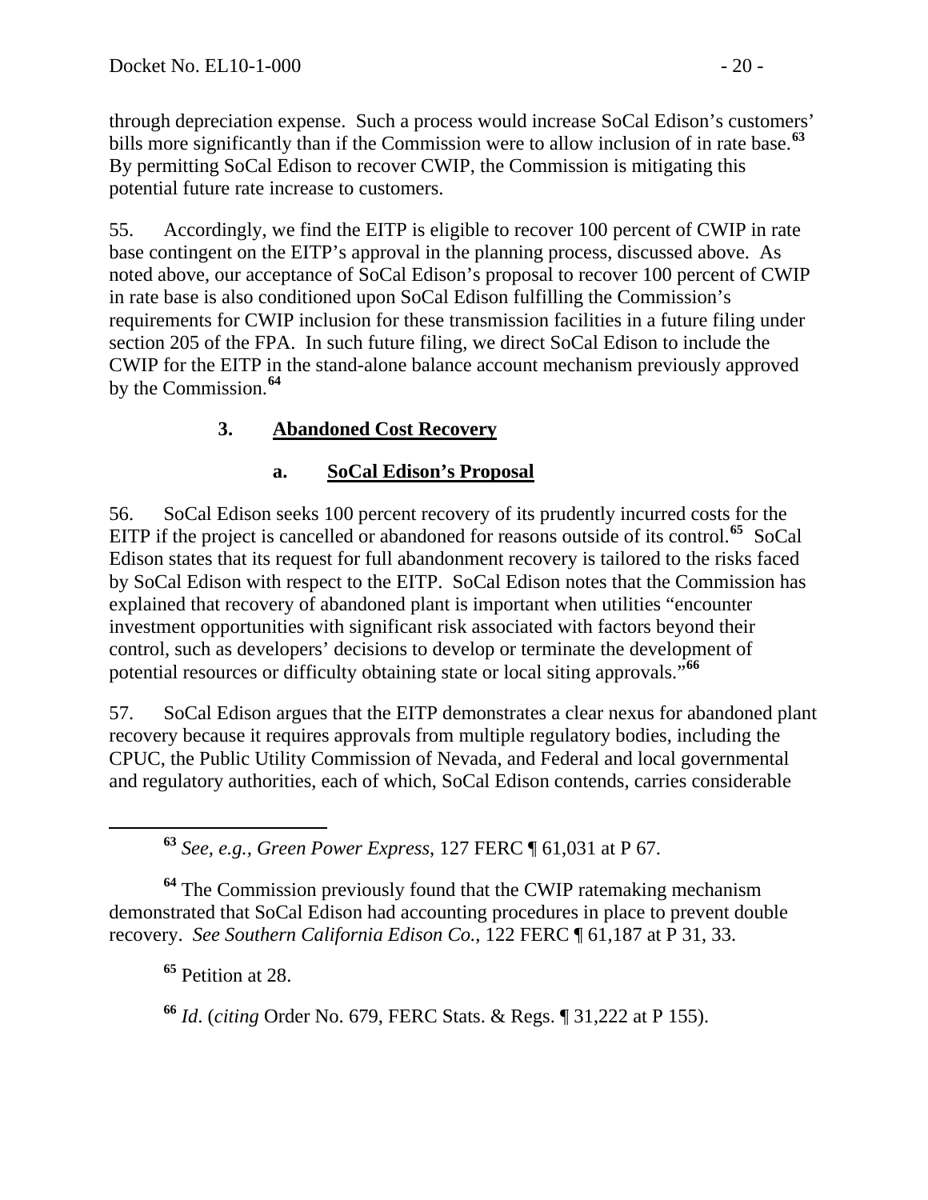through depreciation expense. Such a process would increase SoCal Edison's customers' bills more significantly than if the Commission were to allow inclusion of in rate base.[63] By permitting SoCal Edison to recover CWIP, the Commission is mitigating this potential future rate increase to customers.

55. Accordingly, we find the EITP is eligible to recover 100 percent of CWIP in rate base contingent on the EITP's approval in the planning process, discussed above. As noted above, our acceptance of SoCal Edison's proposal to recover 100 percent of CWIP in rate base is also conditioned upon SoCal Edison fulfilling the Commission's requirements for CWIP inclusion for these transmission facilities in a future filing under section 205 of the FPA. In such future filing, we direct SoCal Edison to include the CWIP for the EITP in the stand-alone balance account mechanism previously approved by the Commission.[64]

### 3. Abandoned Cost Recovery

#### a. SoCal Edison's Proposal

56. SoCal Edison seeks 100 percent recovery of its prudently incurred costs for the EITP if the project is cancelled or abandoned for reasons outside of its control.[65] SoCal Edison states that its request for full abandonment recovery is tailored to the risks faced by SoCal Edison with respect to the EITP. SoCal Edison notes that the Commission has explained that recovery of abandoned plant is important when utilities "encounter investment opportunities with significant risk associated with factors beyond their control, such as developers' decisions to develop or terminate the development of potential resources or difficulty obtaining state or local siting approvals."[66]

57. SoCal Edison argues that the EITP demonstrates a clear nexus for abandoned plant recovery because it requires approvals from multiple regulatory bodies, including the CPUC, the Public Utility Commission of Nevada, and Federal and local governmental and regulatory authorities, each of which, SoCal Edison contends, carries considerable

---

[63] *See, e.g., Green Power Express*, 127 FERC ¶ 61,031 at P 67.

[64] The Commission previously found that the CWIP ratemaking mechanism demonstrated that SoCal Edison had accounting procedures in place to prevent double recovery. *See Southern California Edison Co.*, 122 FERC ¶ 61,187 at P 31, 33.

[65] Petition at 28.

[66] *Id*. (*citing* Order No. 679, FERC Stats. & Regs. ¶ 31,222 at P 155).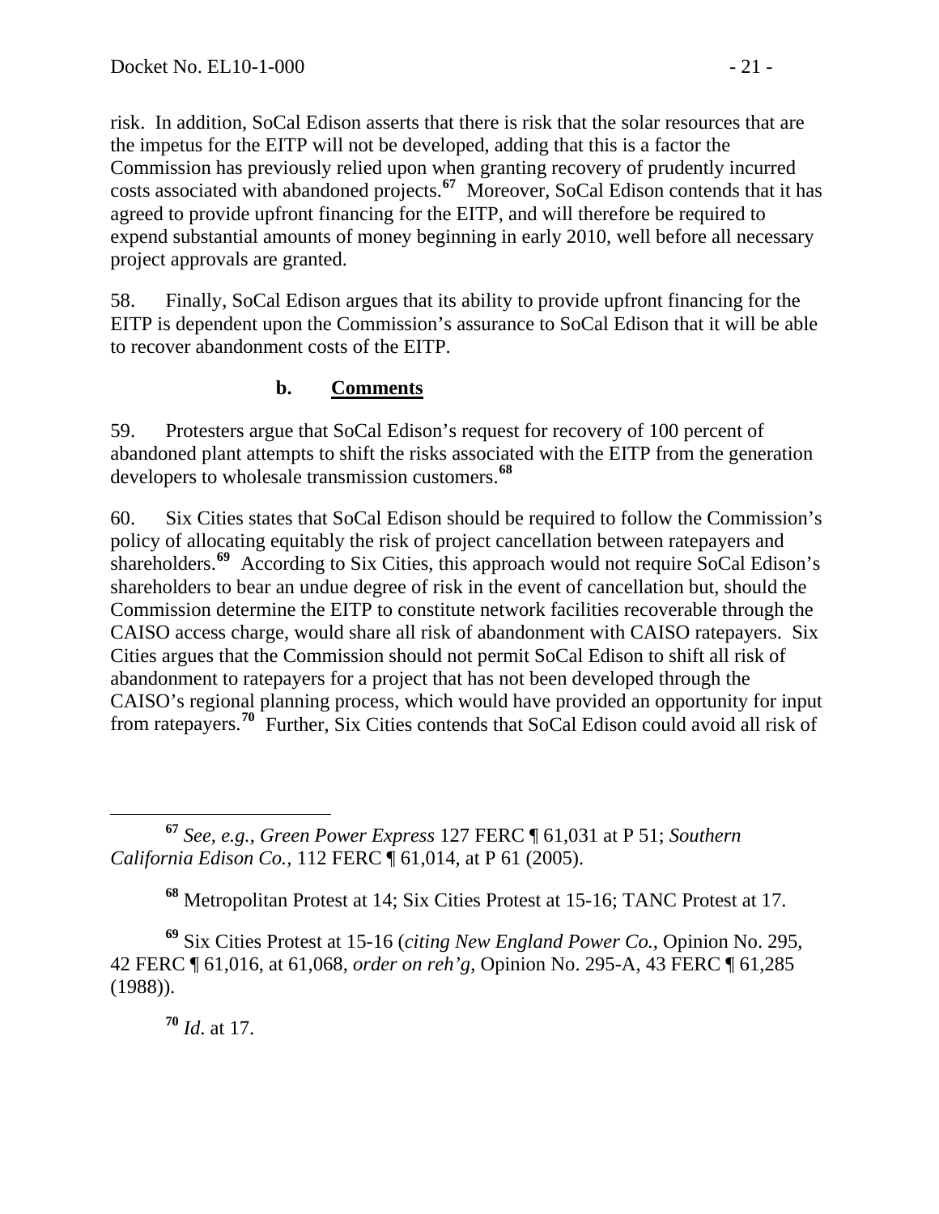risk. In addition, SoCal Edison asserts that there is risk that the solar resources that are the impetus for the EITP will not be developed, adding that this is a factor the Commission has previously relied upon when granting recovery of prudently incurred costs associated with abandoned projects.[67] Moreover, SoCal Edison contends that it has agreed to provide upfront financing for the EITP, and will therefore be required to expend substantial amounts of money beginning in early 2010, well before all necessary project approvals are granted.

58. Finally, SoCal Edison argues that its ability to provide upfront financing for the EITP is dependent upon the Commission's assurance to SoCal Edison that it will be able to recover abandonment costs of the EITP.

### b. Comments

59. Protesters argue that SoCal Edison's request for recovery of 100 percent of abandoned plant attempts to shift the risks associated with the EITP from the generation developers to wholesale transmission customers.[68]

60. Six Cities states that SoCal Edison should be required to follow the Commission's policy of allocating equitably the risk of project cancellation between ratepayers and shareholders.[69] According to Six Cities, this approach would not require SoCal Edison's shareholders to bear an undue degree of risk in the event of cancellation but, should the Commission determine the EITP to constitute network facilities recoverable through the CAISO access charge, would share all risk of abandonment with CAISO ratepayers. Six Cities argues that the Commission should not permit SoCal Edison to shift all risk of abandonment to ratepayers for a project that has not been developed through the CAISO's regional planning process, which would have provided an opportunity for input from ratepayers.[70] Further, Six Cities contends that SoCal Edison could avoid all risk of

---

[67] *See, e.g., Green Power Express* 127 FERC ¶ 61,031 at P 51; *Southern California Edison Co.*, 112 FERC ¶ 61,014, at P 61 (2005).

[68] Metropolitan Protest at 14; Six Cities Protest at 15-16; TANC Protest at 17.

[69] Six Cities Protest at 15-16 (*citing New England Power Co.*, Opinion No. 295, 42 FERC ¶ 61,016, at 61,068, *order on reh'g*, Opinion No. 295-A, 43 FERC ¶ 61,285 (1988)).

[70] *Id*. at 17.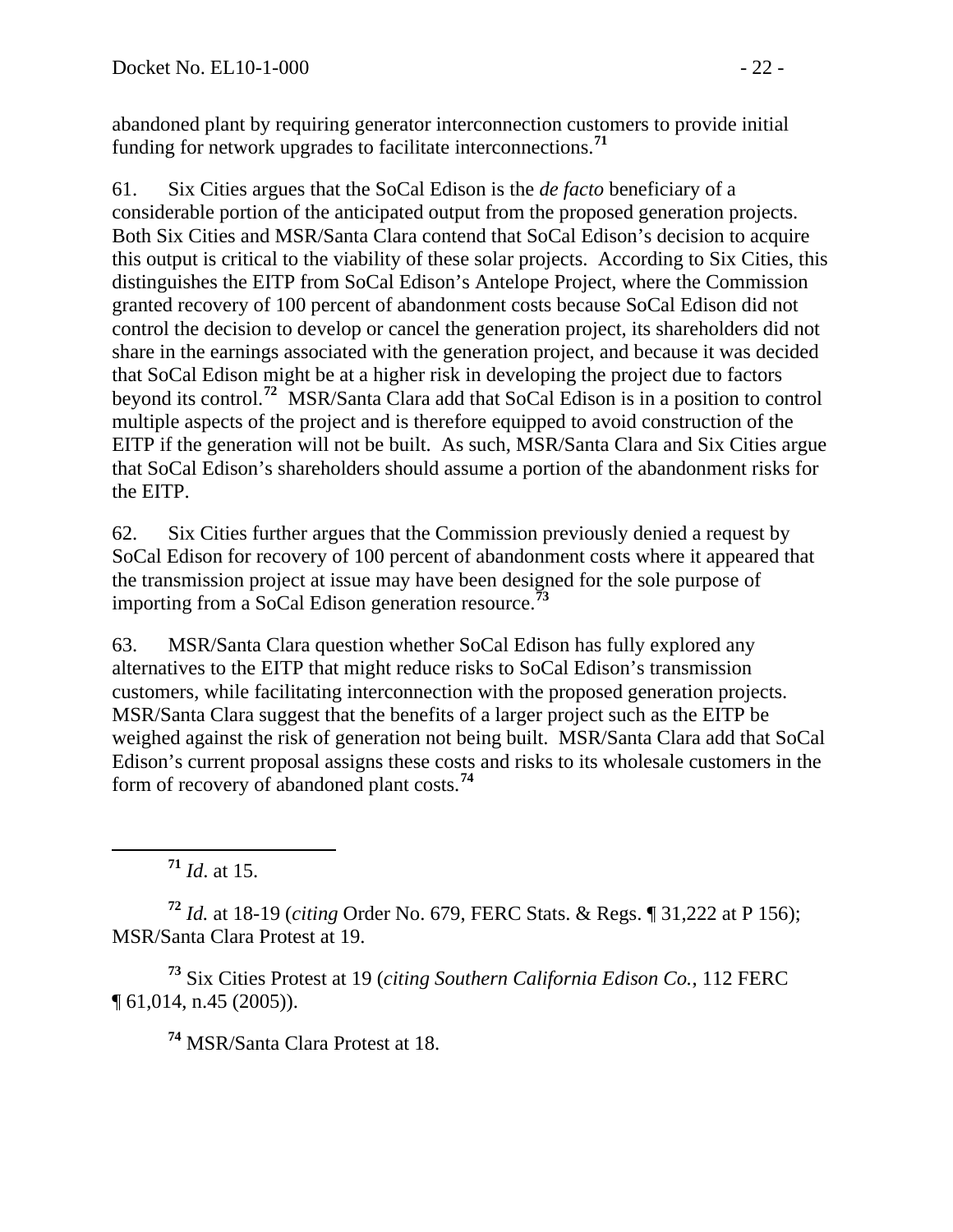abandoned plant by requiring generator interconnection customers to provide initial funding for network upgrades to facilitate interconnections.[71]

61. Six Cities argues that the SoCal Edison is the *de facto* beneficiary of a considerable portion of the anticipated output from the proposed generation projects. Both Six Cities and MSR/Santa Clara contend that SoCal Edison's decision to acquire this output is critical to the viability of these solar projects. According to Six Cities, this distinguishes the EITP from SoCal Edison's Antelope Project, where the Commission granted recovery of 100 percent of abandonment costs because SoCal Edison did not control the decision to develop or cancel the generation project, its shareholders did not share in the earnings associated with the generation project, and because it was decided that SoCal Edison might be at a higher risk in developing the project due to factors beyond its control.[72] MSR/Santa Clara add that SoCal Edison is in a position to control multiple aspects of the project and is therefore equipped to avoid construction of the EITP if the generation will not be built. As such, MSR/Santa Clara and Six Cities argue that SoCal Edison's shareholders should assume a portion of the abandonment risks for the EITP.

62. Six Cities further argues that the Commission previously denied a request by SoCal Edison for recovery of 100 percent of abandonment costs where it appeared that the transmission project at issue may have been designed for the sole purpose of importing from a SoCal Edison generation resource.[73]

63. MSR/Santa Clara question whether SoCal Edison has fully explored any alternatives to the EITP that might reduce risks to SoCal Edison's transmission customers, while facilitating interconnection with the proposed generation projects. MSR/Santa Clara suggest that the benefits of a larger project such as the EITP be weighed against the risk of generation not being built. MSR/Santa Clara add that SoCal Edison's current proposal assigns these costs and risks to its wholesale customers in the form of recovery of abandoned plant costs.[74]

---

[71] *Id*. at 15.

[72] *Id.* at 18-19 (*citing* Order No. 679, FERC Stats. & Regs. ¶ 31,222 at P 156); MSR/Santa Clara Protest at 19.

[73] Six Cities Protest at 19 (*citing Southern California Edison Co.*, 112 FERC ¶ 61,014, n.45 (2005)).

[74] MSR/Santa Clara Protest at 18.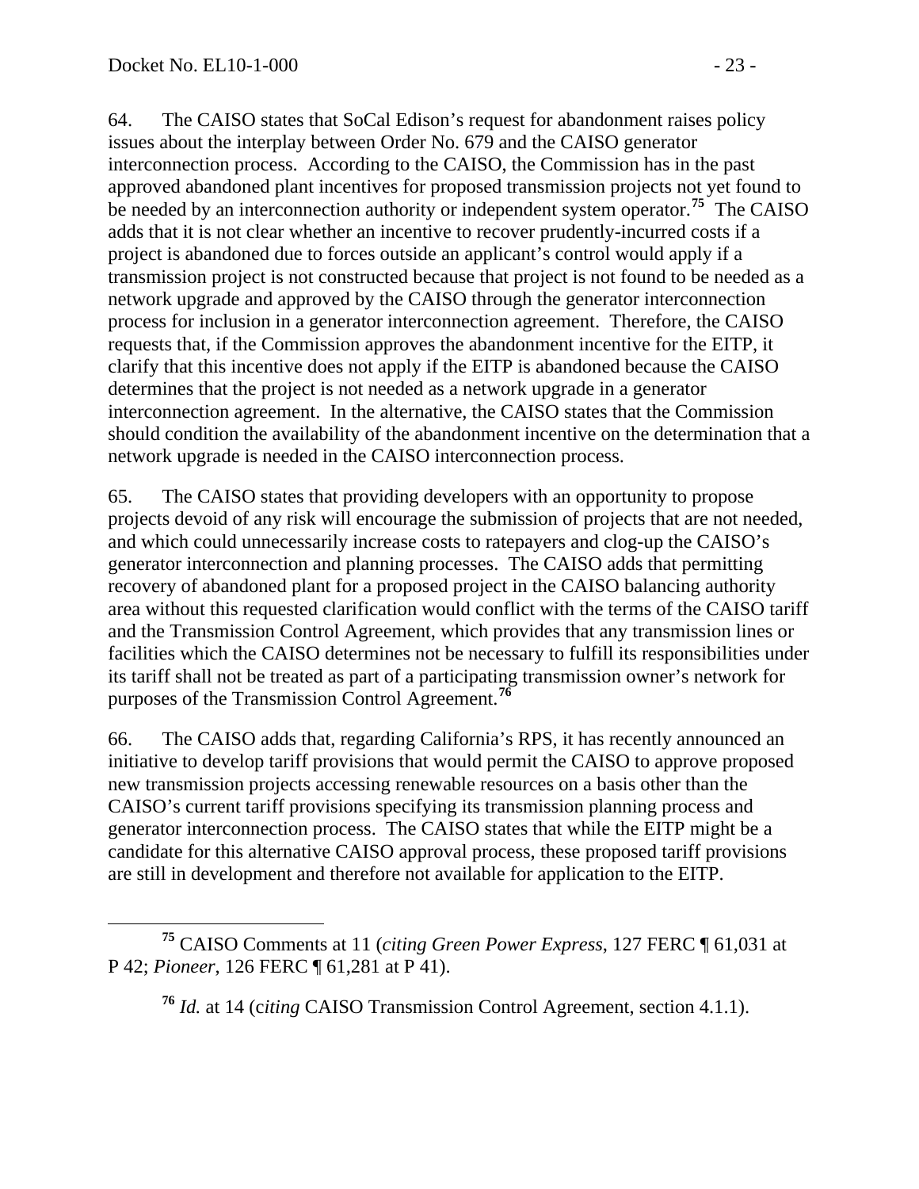64. The CAISO states that SoCal Edison's request for abandonment raises policy issues about the interplay between Order No. 679 and the CAISO generator interconnection process. According to the CAISO, the Commission has in the past approved abandoned plant incentives for proposed transmission projects not yet found to be needed by an interconnection authority or independent system operator.[75] The CAISO adds that it is not clear whether an incentive to recover prudently-incurred costs if a project is abandoned due to forces outside an applicant's control would apply if a transmission project is not constructed because that project is not found to be needed as a network upgrade and approved by the CAISO through the generator interconnection process for inclusion in a generator interconnection agreement. Therefore, the CAISO requests that, if the Commission approves the abandonment incentive for the EITP, it clarify that this incentive does not apply if the EITP is abandoned because the CAISO determines that the project is not needed as a network upgrade in a generator interconnection agreement. In the alternative, the CAISO states that the Commission should condition the availability of the abandonment incentive on the determination that a network upgrade is needed in the CAISO interconnection process.

65. The CAISO states that providing developers with an opportunity to propose projects devoid of any risk will encourage the submission of projects that are not needed, and which could unnecessarily increase costs to ratepayers and clog-up the CAISO's generator interconnection and planning processes. The CAISO adds that permitting recovery of abandoned plant for a proposed project in the CAISO balancing authority area without this requested clarification would conflict with the terms of the CAISO tariff and the Transmission Control Agreement, which provides that any transmission lines or facilities which the CAISO determines not be necessary to fulfill its responsibilities under its tariff shall not be treated as part of a participating transmission owner's network for purposes of the Transmission Control Agreement.[76]

66. The CAISO adds that, regarding California's RPS, it has recently announced an initiative to develop tariff provisions that would permit the CAISO to approve proposed new transmission projects accessing renewable resources on a basis other than the CAISO's current tariff provisions specifying its transmission planning process and generator interconnection process. The CAISO states that while the EITP might be a candidate for this alternative CAISO approval process, these proposed tariff provisions are still in development and therefore not available for application to the EITP.

---

[75] CAISO Comments at 11 (*citing Green Power Express*, 127 FERC ¶ 61,031 at P 42; *Pioneer*, 126 FERC ¶ 61,281 at P 41).

[76] *Id.* at 14 (c*iting* CAISO Transmission Control Agreement, section 4.1.1).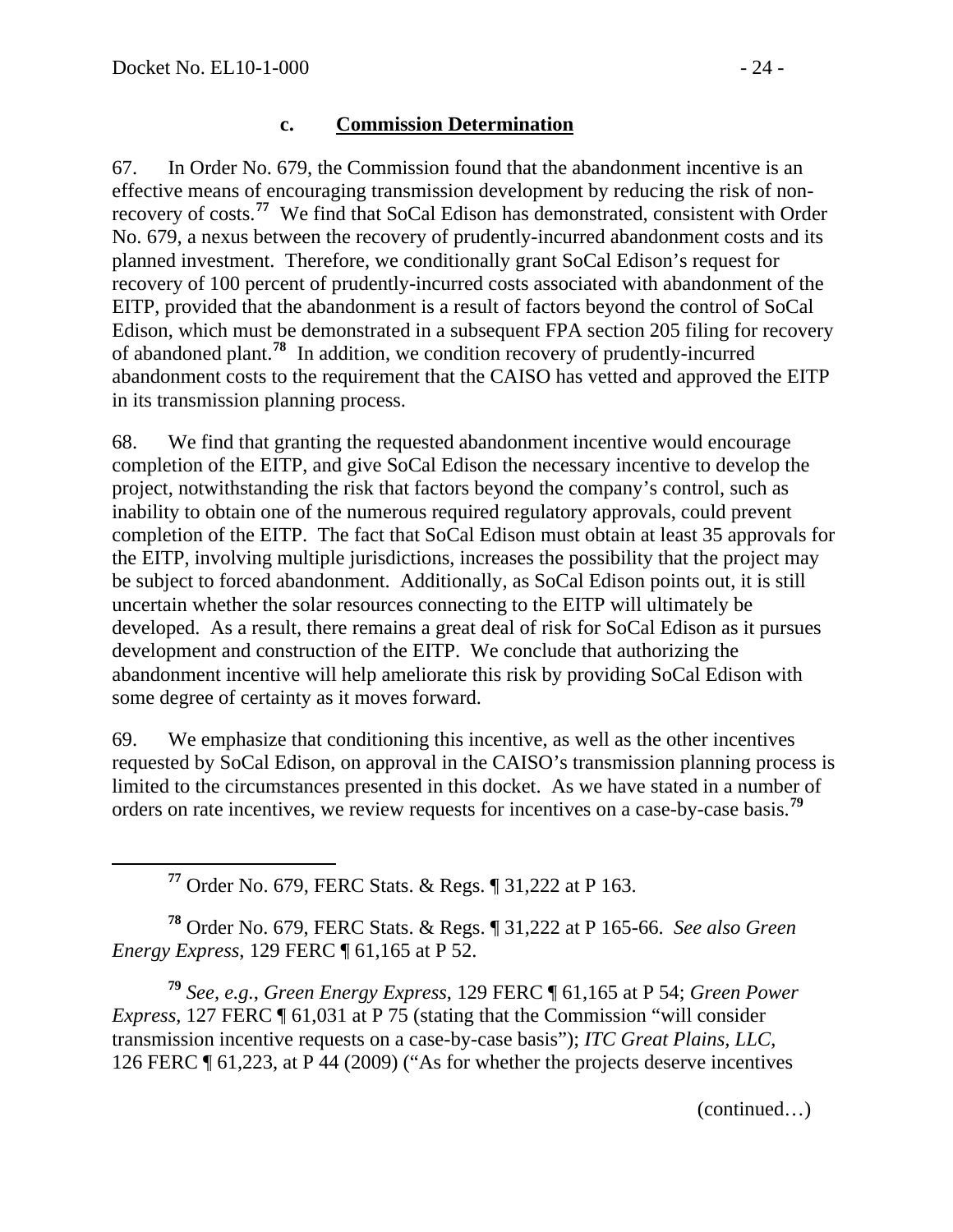#### c. **Commission Determination**

67. In Order No. 679, the Commission found that the abandonment incentive is an effective means of encouraging transmission development by reducing the risk of non-recovery of costs.[77] We find that SoCal Edison has demonstrated, consistent with Order No. 679, a nexus between the recovery of prudently-incurred abandonment costs and its planned investment. Therefore, we conditionally grant SoCal Edison's request for recovery of 100 percent of prudently-incurred costs associated with abandonment of the EITP, provided that the abandonment is a result of factors beyond the control of SoCal Edison, which must be demonstrated in a subsequent FPA section 205 filing for recovery of abandoned plant.[78] In addition, we condition recovery of prudently-incurred abandonment costs to the requirement that the CAISO has vetted and approved the EITP in its transmission planning process.

68. We find that granting the requested abandonment incentive would encourage completion of the EITP, and give SoCal Edison the necessary incentive to develop the project, notwithstanding the risk that factors beyond the company's control, such as inability to obtain one of the numerous required regulatory approvals, could prevent completion of the EITP. The fact that SoCal Edison must obtain at least 35 approvals for the EITP, involving multiple jurisdictions, increases the possibility that the project may be subject to forced abandonment. Additionally, as SoCal Edison points out, it is still uncertain whether the solar resources connecting to the EITP will ultimately be developed. As a result, there remains a great deal of risk for SoCal Edison as it pursues development and construction of the EITP. We conclude that authorizing the abandonment incentive will help ameliorate this risk by providing SoCal Edison with some degree of certainty as it moves forward.

69. We emphasize that conditioning this incentive, as well as the other incentives requested by SoCal Edison, on approval in the CAISO's transmission planning process is limited to the circumstances presented in this docket. As we have stated in a number of orders on rate incentives, we review requests for incentives on a case-by-case basis.[79]

---

[77] Order No. 679, FERC Stats. & Regs. ¶ 31,222 at P 163.

[78] Order No. 679, FERC Stats. & Regs. ¶ 31,222 at P 165-66. *See also Green Energy Express*, 129 FERC ¶ 61,165 at P 52.

[79] *See, e.g.*, *Green Energy Express*, 129 FERC ¶ 61,165 at P 54; *Green Power Express*, 127 FERC ¶ 61,031 at P 75 (stating that the Commission "will consider transmission incentive requests on a case-by-case basis"); *ITC Great Plains, LLC*, 126 FERC ¶ 61,223, at P 44 (2009) ("As for whether the projects deserve incentives

(continued…)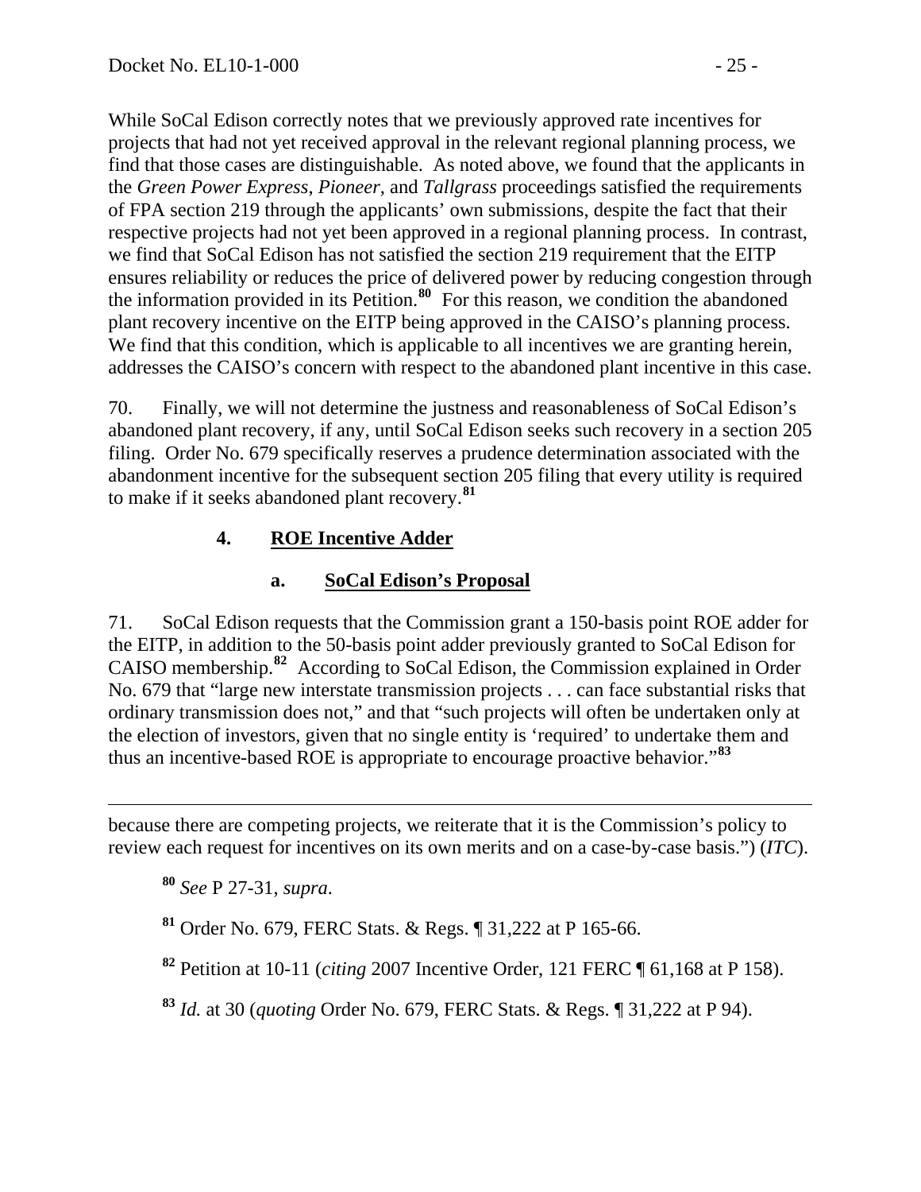While SoCal Edison correctly notes that we previously approved rate incentives for projects that had not yet received approval in the relevant regional planning process, we find that those cases are distinguishable. As noted above, we found that the applicants in the *Green Power Express*, *Pioneer*, and *Tallgrass* proceedings satisfied the requirements of FPA section 219 through the applicants' own submissions, despite the fact that their respective projects had not yet been approved in a regional planning process. In contrast, we find that SoCal Edison has not satisfied the section 219 requirement that the EITP ensures reliability or reduces the price of delivered power by reducing congestion through the information provided in its Petition.[80] For this reason, we condition the abandoned plant recovery incentive on the EITP being approved in the CAISO's planning process. We find that this condition, which is applicable to all incentives we are granting herein, addresses the CAISO's concern with respect to the abandoned plant incentive in this case.

70. Finally, we will not determine the justness and reasonableness of SoCal Edison's abandoned plant recovery, if any, until SoCal Edison seeks such recovery in a section 205 filing. Order No. 679 specifically reserves a prudence determination associated with the abandonment incentive for the subsequent section 205 filing that every utility is required to make if it seeks abandoned plant recovery.[81]

### 4. ROE Incentive Adder

#### a. SoCal Edison's Proposal

71. SoCal Edison requests that the Commission grant a 150-basis point ROE adder for the EITP, in addition to the 50-basis point adder previously granted to SoCal Edison for CAISO membership.[82] According to SoCal Edison, the Commission explained in Order No. 679 that "large new interstate transmission projects . . . can face substantial risks that ordinary transmission does not," and that "such projects will often be undertaken only at the election of investors, given that no single entity is 'required' to undertake them and thus an incentive-based ROE is appropriate to encourage proactive behavior."[83]

---

because there are competing projects, we reiterate that it is the Commission's policy to review each request for incentives on its own merits and on a case-by-case basis.") (*ITC*).

[80] *See* P 27-31, *supra*.

[81] Order No. 679, FERC Stats. & Regs. ¶ 31,222 at P 165-66.

[82] Petition at 10-11 (*citing* 2007 Incentive Order, 121 FERC ¶ 61,168 at P 158).

[83] *Id.* at 30 (*quoting* Order No. 679, FERC Stats. & Regs. ¶ 31,222 at P 94).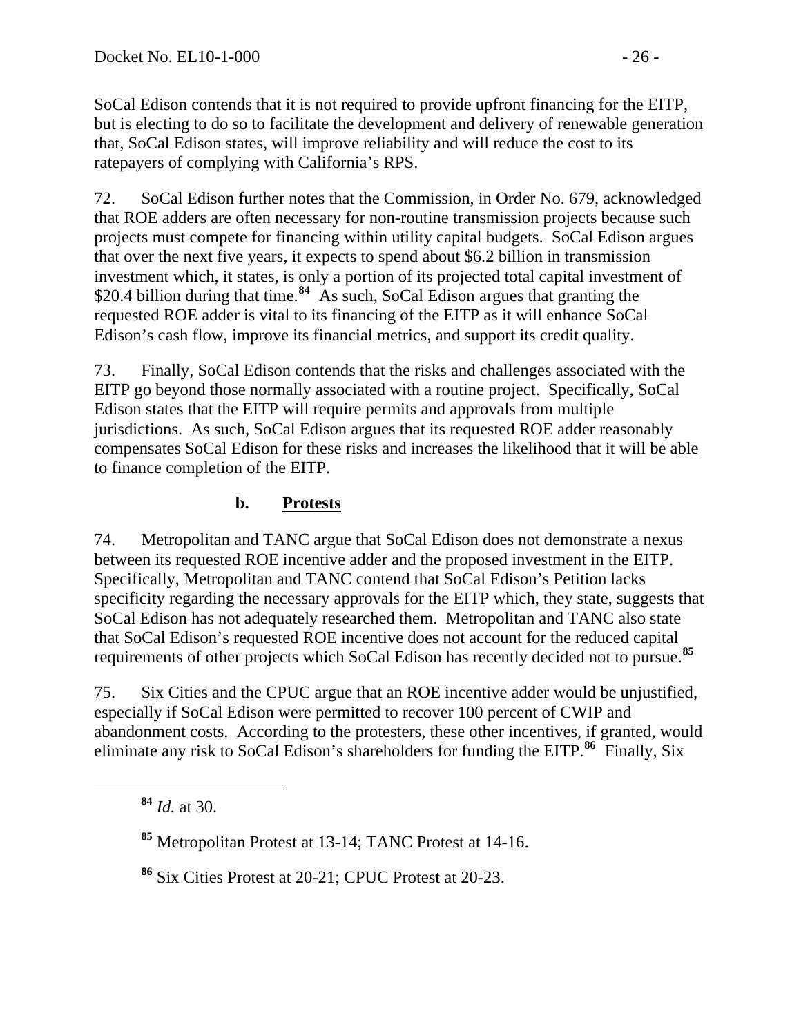SoCal Edison contends that it is not required to provide upfront financing for the EITP, but is electing to do so to facilitate the development and delivery of renewable generation that, SoCal Edison states, will improve reliability and will reduce the cost to its ratepayers of complying with California's RPS.

72. SoCal Edison further notes that the Commission, in Order No. 679, acknowledged that ROE adders are often necessary for non-routine transmission projects because such projects must compete for financing within utility capital budgets. SoCal Edison argues that over the next five years, it expects to spend about $6.2 billion in transmission investment which, it states, is only a portion of its projected total capital investment of $20.4 billion during that time.[84] As such, SoCal Edison argues that granting the requested ROE adder is vital to its financing of the EITP as it will enhance SoCal Edison's cash flow, improve its financial metrics, and support its credit quality.

73. Finally, SoCal Edison contends that the risks and challenges associated with the EITP go beyond those normally associated with a routine project. Specifically, SoCal Edison states that the EITP will require permits and approvals from multiple jurisdictions. As such, SoCal Edison argues that its requested ROE adder reasonably compensates SoCal Edison for these risks and increases the likelihood that it will be able to finance completion of the EITP.

### b. Protests

74. Metropolitan and TANC argue that SoCal Edison does not demonstrate a nexus between its requested ROE incentive adder and the proposed investment in the EITP. Specifically, Metropolitan and TANC contend that SoCal Edison's Petition lacks specificity regarding the necessary approvals for the EITP which, they state, suggests that SoCal Edison has not adequately researched them. Metropolitan and TANC also state that SoCal Edison's requested ROE incentive does not account for the reduced capital requirements of other projects which SoCal Edison has recently decided not to pursue.[85]

75. Six Cities and the CPUC argue that an ROE incentive adder would be unjustified, especially if SoCal Edison were permitted to recover 100 percent of CWIP and abandonment costs. According to the protesters, these other incentives, if granted, would eliminate any risk to SoCal Edison's shareholders for funding the EITP.[86] Finally, Six

---

[84] *Id.* at 30.

[85] Metropolitan Protest at 13-14; TANC Protest at 14-16.

[86] Six Cities Protest at 20-21; CPUC Protest at 20-23.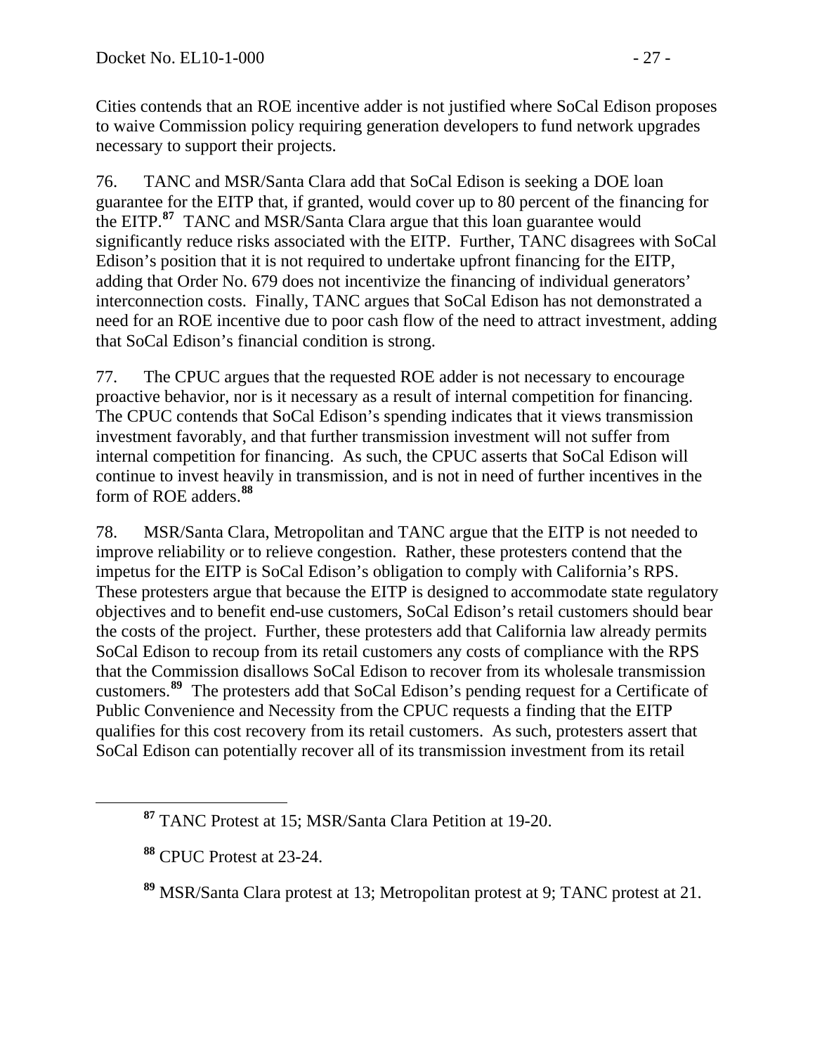Cities contends that an ROE incentive adder is not justified where SoCal Edison proposes to waive Commission policy requiring generation developers to fund network upgrades necessary to support their projects.

76. TANC and MSR/Santa Clara add that SoCal Edison is seeking a DOE loan guarantee for the EITP that, if granted, would cover up to 80 percent of the financing for the EITP.[87] TANC and MSR/Santa Clara argue that this loan guarantee would significantly reduce risks associated with the EITP. Further, TANC disagrees with SoCal Edison's position that it is not required to undertake upfront financing for the EITP, adding that Order No. 679 does not incentivize the financing of individual generators' interconnection costs. Finally, TANC argues that SoCal Edison has not demonstrated a need for an ROE incentive due to poor cash flow of the need to attract investment, adding that SoCal Edison's financial condition is strong.

77. The CPUC argues that the requested ROE adder is not necessary to encourage proactive behavior, nor is it necessary as a result of internal competition for financing. The CPUC contends that SoCal Edison's spending indicates that it views transmission investment favorably, and that further transmission investment will not suffer from internal competition for financing. As such, the CPUC asserts that SoCal Edison will continue to invest heavily in transmission, and is not in need of further incentives in the form of ROE adders.[88]

78. MSR/Santa Clara, Metropolitan and TANC argue that the EITP is not needed to improve reliability or to relieve congestion. Rather, these protesters contend that the impetus for the EITP is SoCal Edison's obligation to comply with California's RPS. These protesters argue that because the EITP is designed to accommodate state regulatory objectives and to benefit end-use customers, SoCal Edison's retail customers should bear the costs of the project. Further, these protesters add that California law already permits SoCal Edison to recoup from its retail customers any costs of compliance with the RPS that the Commission disallows SoCal Edison to recover from its wholesale transmission customers.[89] The protesters add that SoCal Edison's pending request for a Certificate of Public Convenience and Necessity from the CPUC requests a finding that the EITP qualifies for this cost recovery from its retail customers. As such, protesters assert that SoCal Edison can potentially recover all of its transmission investment from its retail

---

[87] TANC Protest at 15; MSR/Santa Clara Petition at 19-20.

[88] CPUC Protest at 23-24.

[89] MSR/Santa Clara protest at 13; Metropolitan protest at 9; TANC protest at 21.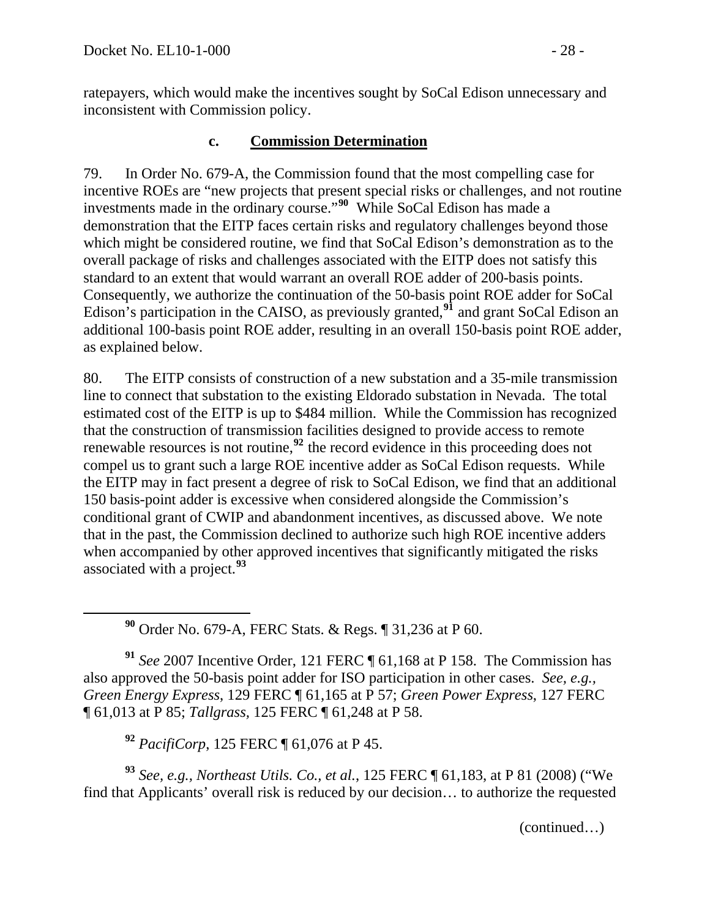ratepayers, which would make the incentives sought by SoCal Edison unnecessary and inconsistent with Commission policy.

### c. Commission Determination

79. In Order No. 679-A, the Commission found that the most compelling case for incentive ROEs are "new projects that present special risks or challenges, and not routine investments made in the ordinary course."[90] While SoCal Edison has made a demonstration that the EITP faces certain risks and regulatory challenges beyond those which might be considered routine, we find that SoCal Edison's demonstration as to the overall package of risks and challenges associated with the EITP does not satisfy this standard to an extent that would warrant an overall ROE adder of 200-basis points. Consequently, we authorize the continuation of the 50-basis point ROE adder for SoCal Edison's participation in the CAISO, as previously granted,[91] and grant SoCal Edison an additional 100-basis point ROE adder, resulting in an overall 150-basis point ROE adder, as explained below.

80. The EITP consists of construction of a new substation and a 35-mile transmission line to connect that substation to the existing Eldorado substation in Nevada. The total estimated cost of the EITP is up to $484 million. While the Commission has recognized that the construction of transmission facilities designed to provide access to remote renewable resources is not routine,[92] the record evidence in this proceeding does not compel us to grant such a large ROE incentive adder as SoCal Edison requests. While the EITP may in fact present a degree of risk to SoCal Edison, we find that an additional 150 basis-point adder is excessive when considered alongside the Commission's conditional grant of CWIP and abandonment incentives, as discussed above. We note that in the past, the Commission declined to authorize such high ROE incentive adders when accompanied by other approved incentives that significantly mitigated the risks associated with a project.[93]

---

[90] Order No. 679-A, FERC Stats. & Regs. ¶ 31,236 at P 60.

[91] *See* 2007 Incentive Order, 121 FERC ¶ 61,168 at P 158. The Commission has also approved the 50-basis point adder for ISO participation in other cases. *See, e.g., Green Energy Express*, 129 FERC ¶ 61,165 at P 57; *Green Power Express*, 127 FERC ¶ 61,013 at P 85; *Tallgrass*, 125 FERC ¶ 61,248 at P 58.

[92] *PacifiCorp*, 125 FERC ¶ 61,076 at P 45.

[93] *See, e.g., Northeast Utils. Co., et al.*, 125 FERC ¶ 61,183, at P 81 (2008) ("We find that Applicants' overall risk is reduced by our decision… to authorize the requested

(continued…)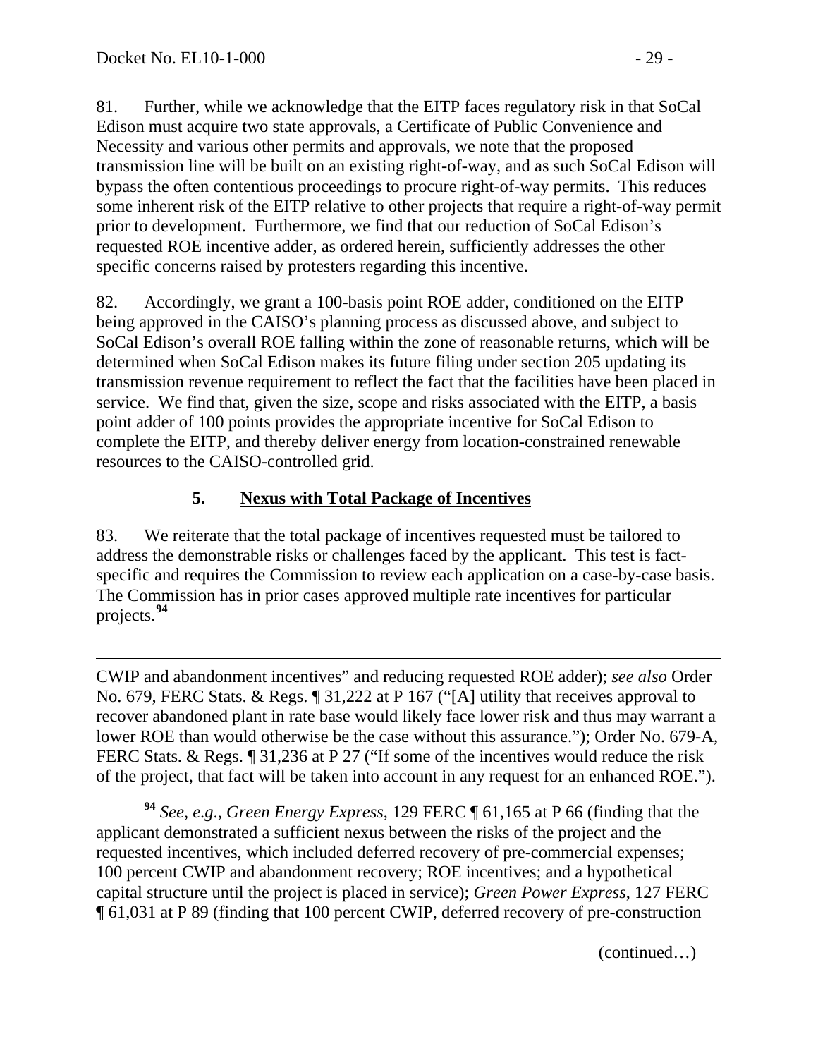81. Further, while we acknowledge that the EITP faces regulatory risk in that SoCal Edison must acquire two state approvals, a Certificate of Public Convenience and Necessity and various other permits and approvals, we note that the proposed transmission line will be built on an existing right-of-way, and as such SoCal Edison will bypass the often contentious proceedings to procure right-of-way permits. This reduces some inherent risk of the EITP relative to other projects that require a right-of-way permit prior to development. Furthermore, we find that our reduction of SoCal Edison's requested ROE incentive adder, as ordered herein, sufficiently addresses the other specific concerns raised by protesters regarding this incentive.

82. Accordingly, we grant a 100-basis point ROE adder, conditioned on the EITP being approved in the CAISO's planning process as discussed above, and subject to SoCal Edison's overall ROE falling within the zone of reasonable returns, which will be determined when SoCal Edison makes its future filing under section 205 updating its transmission revenue requirement to reflect the fact that the facilities have been placed in service. We find that, given the size, scope and risks associated with the EITP, a basis point adder of 100 points provides the appropriate incentive for SoCal Edison to complete the EITP, and thereby deliver energy from location-constrained renewable resources to the CAISO-controlled grid.

### 5. **Nexus with Total Package of Incentives**

83. We reiterate that the total package of incentives requested must be tailored to address the demonstrable risks or challenges faced by the applicant. This test is fact-specific and requires the Commission to review each application on a case-by-case basis. The Commission has in prior cases approved multiple rate incentives for particular projects.[94]

---

CWIP and abandonment incentives" and reducing requested ROE adder); *see also* Order No. 679, FERC Stats. & Regs. ¶ 31,222 at P 167 ("[A] utility that receives approval to recover abandoned plant in rate base would likely face lower risk and thus may warrant a lower ROE than would otherwise be the case without this assurance."); Order No. 679-A, FERC Stats. & Regs. ¶ 31,236 at P 27 ("If some of the incentives would reduce the risk of the project, that fact will be taken into account in any request for an enhanced ROE.").

[94] *See*, *e.g*., *Green Energy Express*, 129 FERC ¶ 61,165 at P 66 (finding that the applicant demonstrated a sufficient nexus between the risks of the project and the requested incentives, which included deferred recovery of pre-commercial expenses; 100 percent CWIP and abandonment recovery; ROE incentives; and a hypothetical capital structure until the project is placed in service); *Green Power Express*, 127 FERC ¶ 61,031 at P 89 (finding that 100 percent CWIP, deferred recovery of pre-construction

(continued…)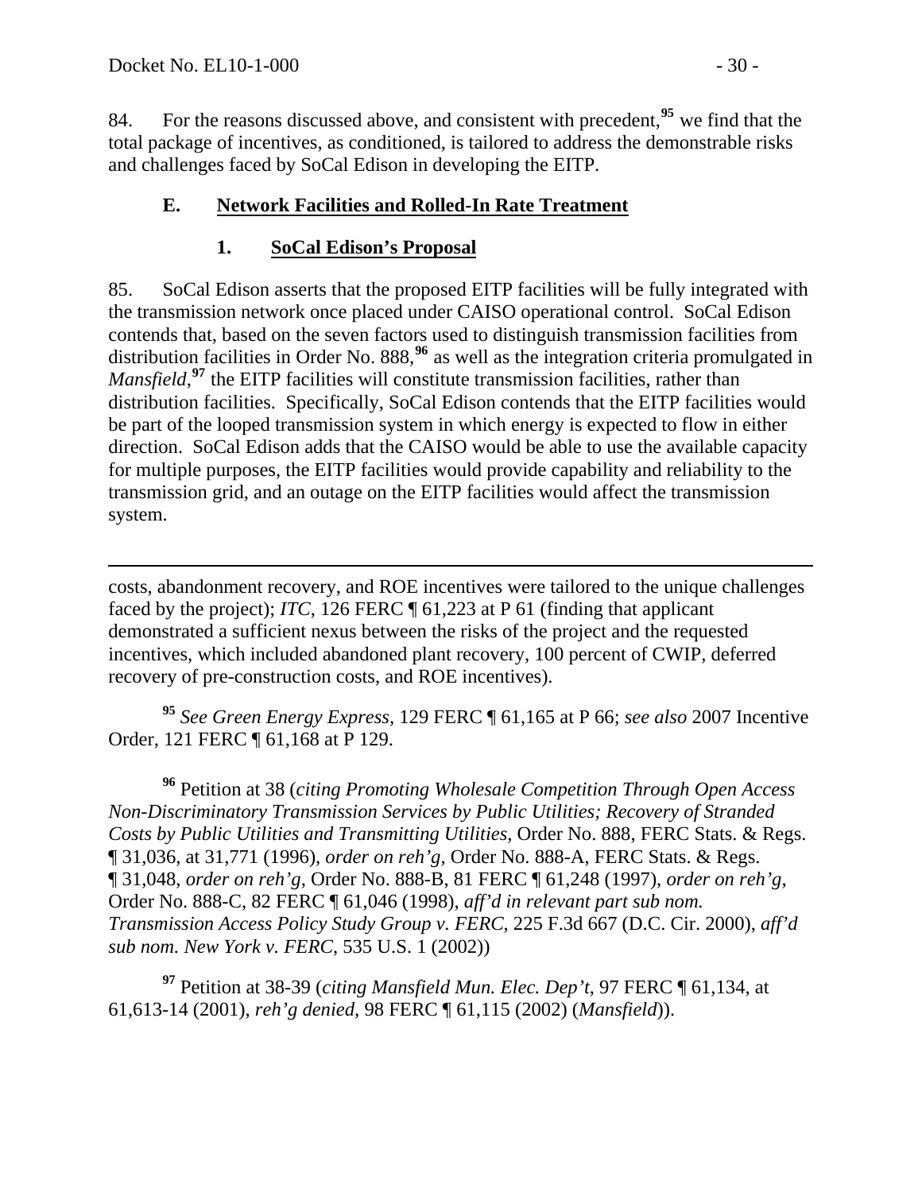84. For the reasons discussed above, and consistent with precedent,[95] we find that the total package of incentives, as conditioned, is tailored to address the demonstrable risks and challenges faced by SoCal Edison in developing the EITP.

### E. Network Facilities and Rolled-In Rate Treatment

#### 1. SoCal Edison's Proposal

85. SoCal Edison asserts that the proposed EITP facilities will be fully integrated with the transmission network once placed under CAISO operational control. SoCal Edison contends that, based on the seven factors used to distinguish transmission facilities from distribution facilities in Order No. 888,[96] as well as the integration criteria promulgated in *Mansfield*,[97] the EITP facilities will constitute transmission facilities, rather than distribution facilities. Specifically, SoCal Edison contends that the EITP facilities would be part of the looped transmission system in which energy is expected to flow in either direction. SoCal Edison adds that the CAISO would be able to use the available capacity for multiple purposes, the EITP facilities would provide capability and reliability to the transmission grid, and an outage on the EITP facilities would affect the transmission system.

---

costs, abandonment recovery, and ROE incentives were tailored to the unique challenges faced by the project); *ITC*, 126 FERC ¶ 61,223 at P 61 (finding that applicant demonstrated a sufficient nexus between the risks of the project and the requested incentives, which included abandoned plant recovery, 100 percent of CWIP, deferred recovery of pre-construction costs, and ROE incentives).

[95] *See Green Energy Express*, 129 FERC ¶ 61,165 at P 66; *see also* 2007 Incentive Order, 121 FERC ¶ 61,168 at P 129.

[96] Petition at 38 (*citing Promoting Wholesale Competition Through Open Access Non-Discriminatory Transmission Services by Public Utilities; Recovery of Stranded Costs by Public Utilities and Transmitting Utilities*, Order No. 888, FERC Stats. & Regs. ¶ 31,036, at 31,771 (1996), *order on reh'g*, Order No. 888-A, FERC Stats. & Regs. ¶ 31,048, *order on reh'g*, Order No. 888-B, 81 FERC ¶ 61,248 (1997), *order on reh'g*, Order No. 888-C, 82 FERC ¶ 61,046 (1998), *aff'd in relevant part sub nom. Transmission Access Policy Study Group v. FERC*, 225 F.3d 667 (D.C. Cir. 2000), *aff'd sub nom. New York v. FERC*, 535 U.S. 1 (2002))

[97] Petition at 38-39 (*citing Mansfield Mun. Elec. Dep't*, 97 FERC ¶ 61,134, at 61,613-14 (2001), *reh'g denied*, 98 FERC ¶ 61,115 (2002) (*Mansfield*)).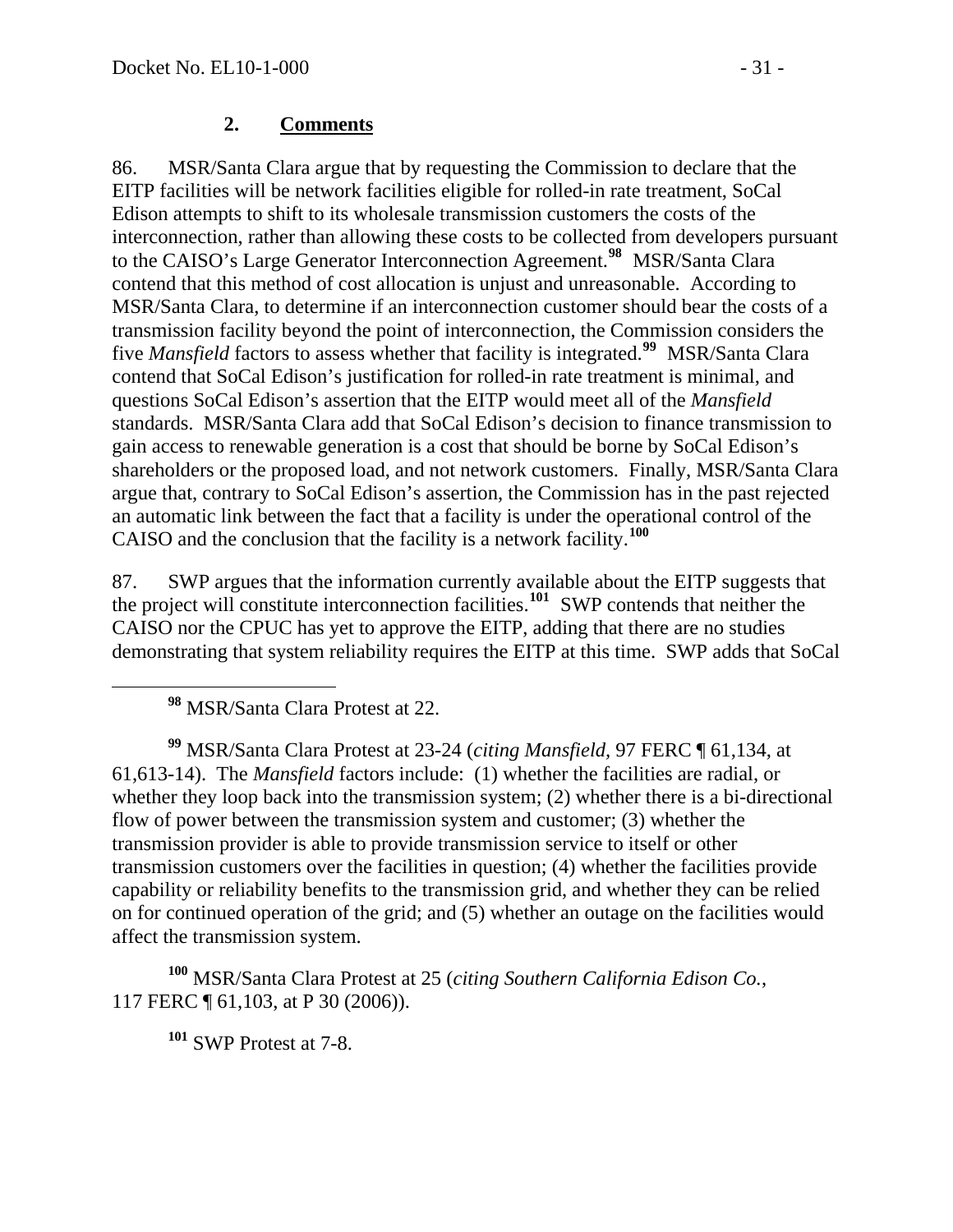### 2. **Comments**

86. MSR/Santa Clara argue that by requesting the Commission to declare that the EITP facilities will be network facilities eligible for rolled-in rate treatment, SoCal Edison attempts to shift to its wholesale transmission customers the costs of the interconnection, rather than allowing these costs to be collected from developers pursuant to the CAISO's Large Generator Interconnection Agreement.[98] MSR/Santa Clara contend that this method of cost allocation is unjust and unreasonable. According to MSR/Santa Clara, to determine if an interconnection customer should bear the costs of a transmission facility beyond the point of interconnection, the Commission considers the five *Mansfield* factors to assess whether that facility is integrated.[99] MSR/Santa Clara contend that SoCal Edison's justification for rolled-in rate treatment is minimal, and questions SoCal Edison's assertion that the EITP would meet all of the *Mansfield* standards. MSR/Santa Clara add that SoCal Edison's decision to finance transmission to gain access to renewable generation is a cost that should be borne by SoCal Edison's shareholders or the proposed load, and not network customers. Finally, MSR/Santa Clara argue that, contrary to SoCal Edison's assertion, the Commission has in the past rejected an automatic link between the fact that a facility is under the operational control of the CAISO and the conclusion that the facility is a network facility.[100]

87. SWP argues that the information currently available about the EITP suggests that the project will constitute interconnection facilities.[101] SWP contends that neither the CAISO nor the CPUC has yet to approve the EITP, adding that there are no studies demonstrating that system reliability requires the EITP at this time. SWP adds that SoCal

---

[98] MSR/Santa Clara Protest at 22.

[99] MSR/Santa Clara Protest at 23-24 (*citing Mansfield*, 97 FERC ¶ 61,134, at 61,613-14). The *Mansfield* factors include: (1) whether the facilities are radial, or whether they loop back into the transmission system; (2) whether there is a bi-directional flow of power between the transmission system and customer; (3) whether the transmission provider is able to provide transmission service to itself or other transmission customers over the facilities in question; (4) whether the facilities provide capability or reliability benefits to the transmission grid, and whether they can be relied on for continued operation of the grid; and (5) whether an outage on the facilities would affect the transmission system.

[100] MSR/Santa Clara Protest at 25 (*citing Southern California Edison Co.*, 117 FERC ¶ 61,103, at P 30 (2006)).

[101] SWP Protest at 7-8.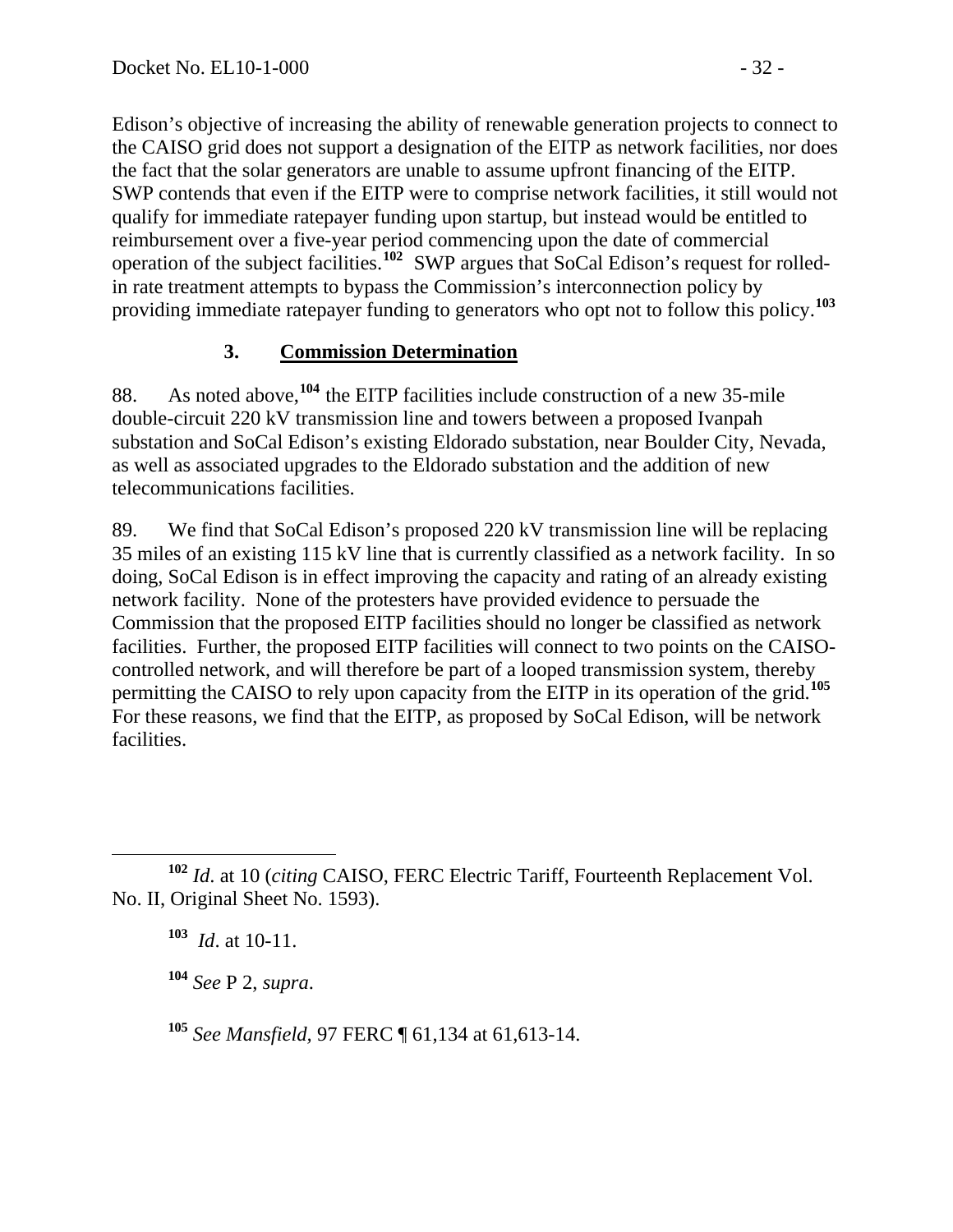Edison's objective of increasing the ability of renewable generation projects to connect to the CAISO grid does not support a designation of the EITP as network facilities, nor does the fact that the solar generators are unable to assume upfront financing of the EITP. SWP contends that even if the EITP were to comprise network facilities, it still would not qualify for immediate ratepayer funding upon startup, but instead would be entitled to reimbursement over a five-year period commencing upon the date of commercial operation of the subject facilities.[102] SWP argues that SoCal Edison's request for rolled-in rate treatment attempts to bypass the Commission's interconnection policy by providing immediate ratepayer funding to generators who opt not to follow this policy.[103]

### 3. Commission Determination

88. As noted above,[104] the EITP facilities include construction of a new 35-mile double-circuit 220 kV transmission line and towers between a proposed Ivanpah substation and SoCal Edison's existing Eldorado substation, near Boulder City, Nevada, as well as associated upgrades to the Eldorado substation and the addition of new telecommunications facilities.

89. We find that SoCal Edison's proposed 220 kV transmission line will be replacing 35 miles of an existing 115 kV line that is currently classified as a network facility. In so doing, SoCal Edison is in effect improving the capacity and rating of an already existing network facility. None of the protesters have provided evidence to persuade the Commission that the proposed EITP facilities should no longer be classified as network facilities. Further, the proposed EITP facilities will connect to two points on the CAISO-controlled network, and will therefore be part of a looped transmission system, thereby permitting the CAISO to rely upon capacity from the EITP in its operation of the grid.[105] For these reasons, we find that the EITP, as proposed by SoCal Edison, will be network facilities.

---

[102] *Id*. at 10 (*citing* CAISO, FERC Electric Tariff, Fourteenth Replacement Vol. No. II, Original Sheet No. 1593).

[103] *Id*. at 10-11.

[104] *See* P 2, *supra*.

[105] *See Mansfield*, 97 FERC ¶ 61,134 at 61,613-14.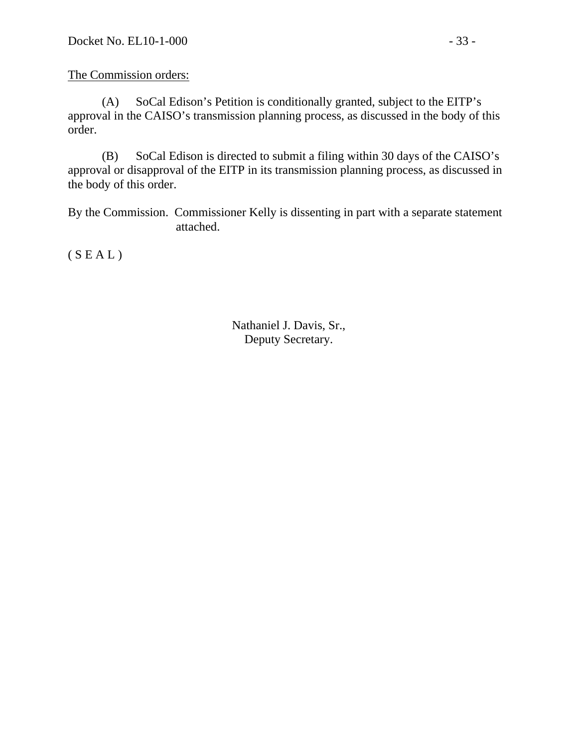<u>The Commission orders:</u>

(A) SoCal Edison's Petition is conditionally granted, subject to the EITP's approval in the CAISO's transmission planning process, as discussed in the body of this order.

(B) SoCal Edison is directed to submit a filing within 30 days of the CAISO's approval or disapproval of the EITP in its transmission planning process, as discussed in the body of this order.

By the Commission. Commissioner Kelly is dissenting in part with a separate statement attached.

( S E A L )

Nathaniel J. Davis, Sr.,
Deputy Secretary.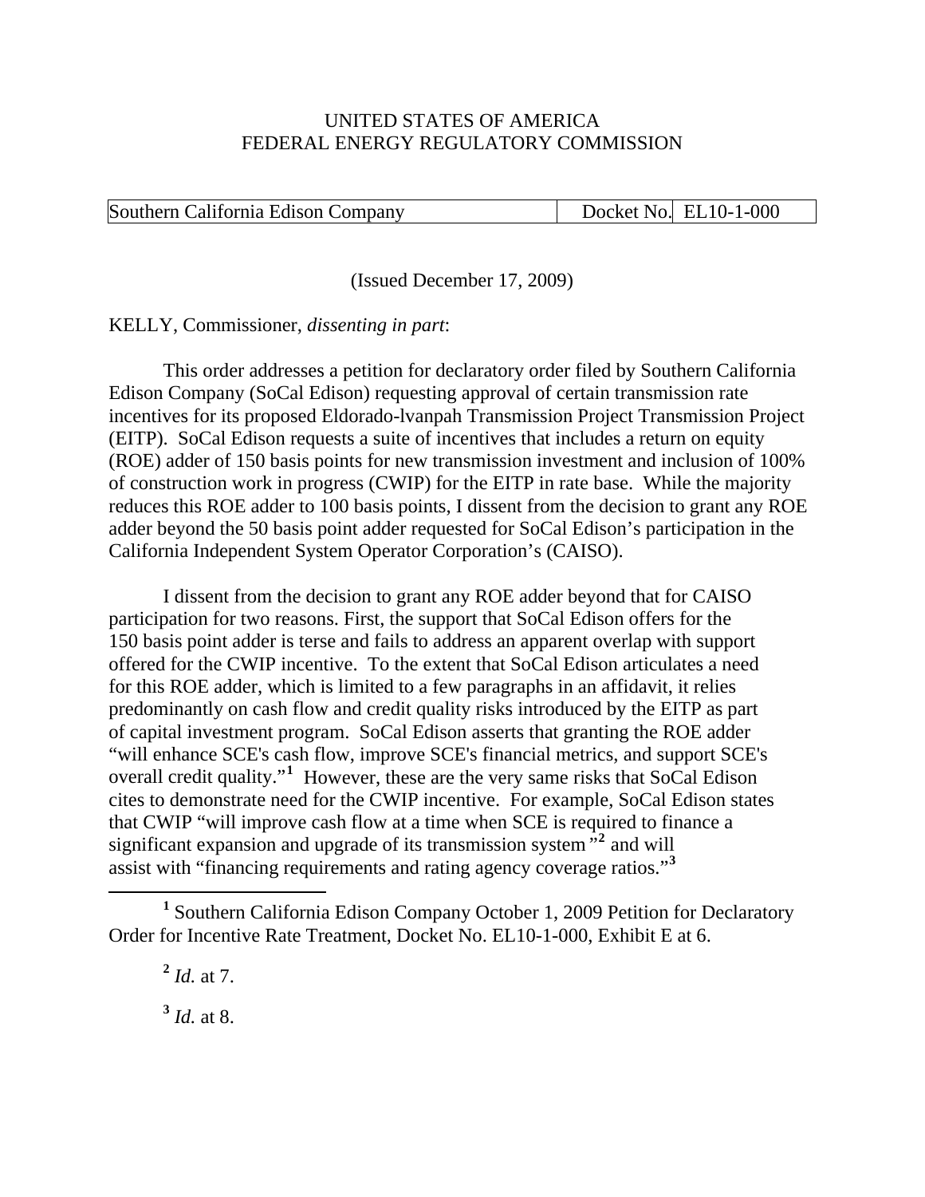UNITED STATES OF AMERICA
FEDERAL ENERGY REGULATORY COMMISSION

| Southern California Edison Company | Docket No. | EL10-1-000 |
|---|---|---|

(Issued December 17, 2009)

KELLY, Commissioner, *dissenting in part*:

This order addresses a petition for declaratory order filed by Southern California Edison Company (SoCal Edison) requesting approval of certain transmission rate incentives for its proposed Eldorado-lvanpah Transmission Project Transmission Project (EITP). SoCal Edison requests a suite of incentives that includes a return on equity (ROE) adder of 150 basis points for new transmission investment and inclusion of 100% of construction work in progress (CWIP) for the EITP in rate base. While the majority reduces this ROE adder to 100 basis points, I dissent from the decision to grant any ROE adder beyond the 50 basis point adder requested for SoCal Edison's participation in the California Independent System Operator Corporation's (CAISO).

I dissent from the decision to grant any ROE adder beyond that for CAISO participation for two reasons. First, the support that SoCal Edison offers for the 150 basis point adder is terse and fails to address an apparent overlap with support offered for the CWIP incentive. To the extent that SoCal Edison articulates a need for this ROE adder, which is limited to a few paragraphs in an affidavit, it relies predominantly on cash flow and credit quality risks introduced by the EITP as part of capital investment program. SoCal Edison asserts that granting the ROE adder "will enhance SCE's cash flow, improve SCE's financial metrics, and support SCE's overall credit quality."[1] However, these are the very same risks that SoCal Edison cites to demonstrate need for the CWIP incentive. For example, SoCal Edison states that CWIP "will improve cash flow at a time when SCE is required to finance a significant expansion and upgrade of its transmission system"[2] and will assist with "financing requirements and rating agency coverage ratios."[3]

---

[1] Southern California Edison Company October 1, 2009 Petition for Declaratory Order for Incentive Rate Treatment, Docket No. EL10-1-000, Exhibit E at 6.

[2] *Id.* at 7.

[3] *Id.* at 8.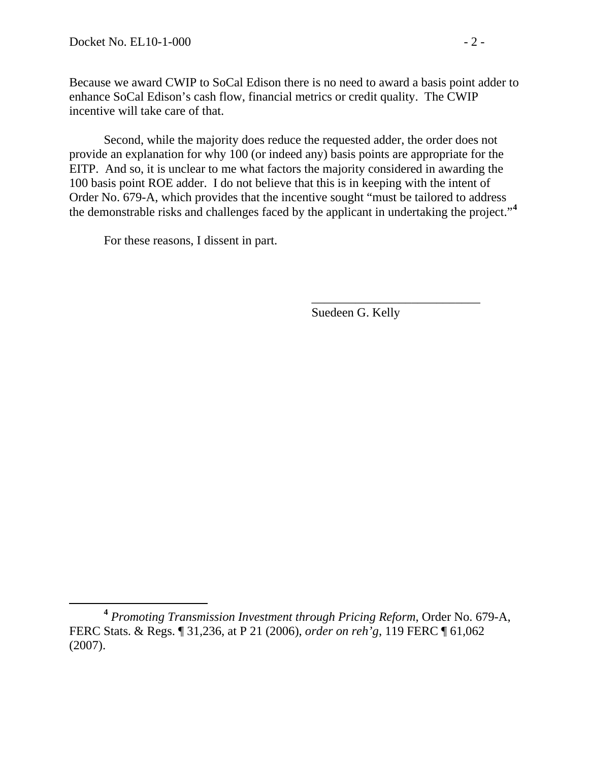Because we award CWIP to SoCal Edison there is no need to award a basis point adder to enhance SoCal Edison's cash flow, financial metrics or credit quality. The CWIP incentive will take care of that.

Second, while the majority does reduce the requested adder, the order does not provide an explanation for why 100 (or indeed any) basis points are appropriate for the EITP. And so, it is unclear to me what factors the majority considered in awarding the 100 basis point ROE adder. I do not believe that this is in keeping with the intent of Order No. 679-A, which provides that the incentive sought "must be tailored to address the demonstrable risks and challenges faced by the applicant in undertaking the project."[4]

For these reasons, I dissent in part.

\_\_\_\_\_\_\_\_\_\_\_\_\_\_\_\_\_\_\_\_\_\_\_\_\_\_\_\_

Suedeen G. Kelly

---

[4] *Promoting Transmission Investment through Pricing Reform*, Order No. 679-A, FERC Stats. & Regs. ¶ 31,236, at P 21 (2006), *order on reh'g*, 119 FERC ¶ 61,062 (2007).